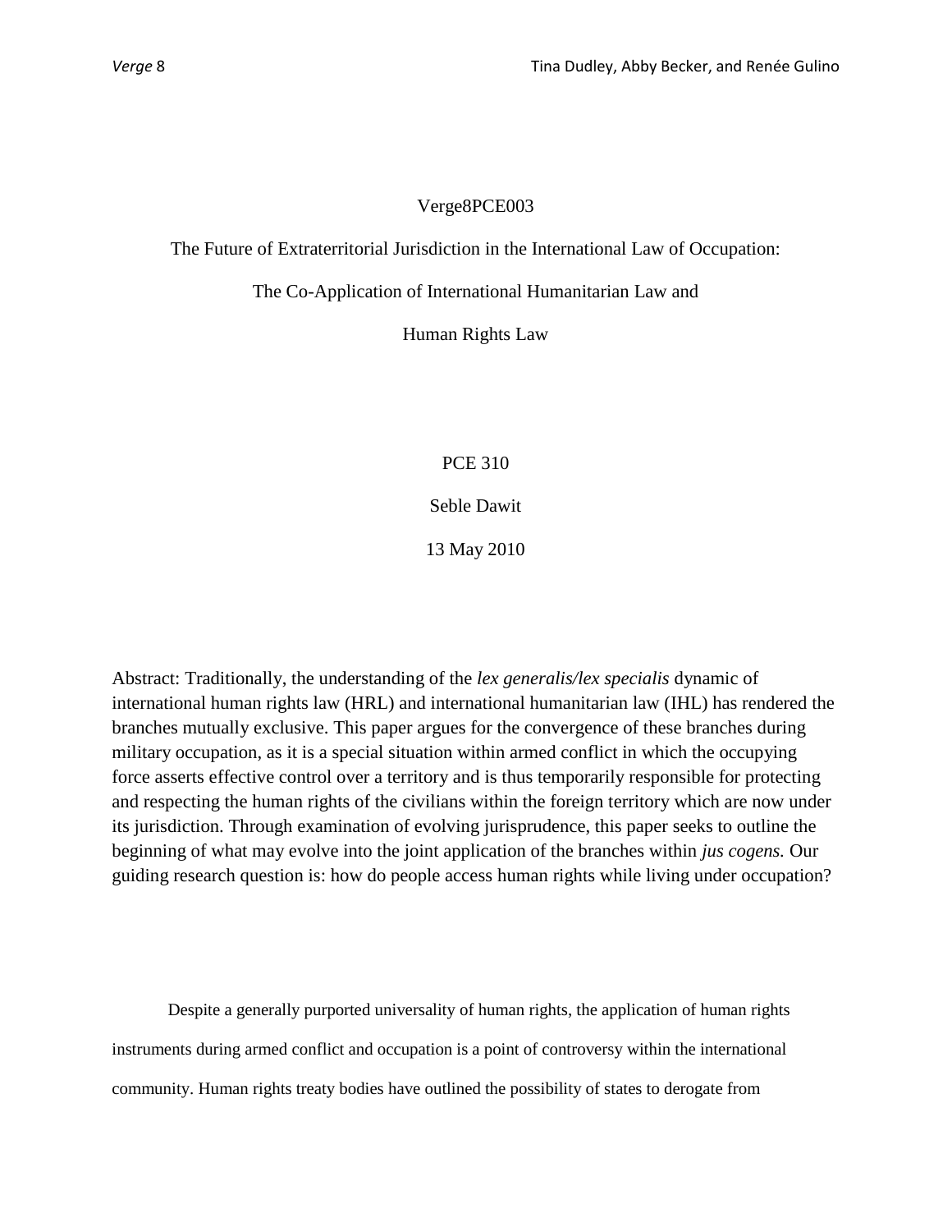Verge8PCE003

# The Future of Extraterritorial Jurisdiction in the International Law of Occupation: The Co-Application of International Humanitarian Law and Human Rights Law

PCE 310

Seble Dawit

13 May 2010

Abstract: Traditionally, the understanding of the *lex generalis/lex specialis* dynamic of international human rights law (HRL) and international humanitarian law (IHL) has rendered the branches mutually exclusive. This paper argues for the convergence of these branches during military occupation, as it is a special situation within armed conflict in which the occupying force asserts effective control over a territory and is thus temporarily responsible for protecting and respecting the human rights of the civilians within the foreign territory which are now under its jurisdiction. Through examination of evolving jurisprudence, this paper seeks to outline the beginning of what may evolve into the joint application of the branches within *jus cogens.* Our guiding research question is: how do people access human rights while living under occupation?

Despite a generally purported universality of human rights, the application of human rights instruments during armed conflict and occupation is a point of controversy within the international community. Human rights treaty bodies have outlined the possibility of states to derogate from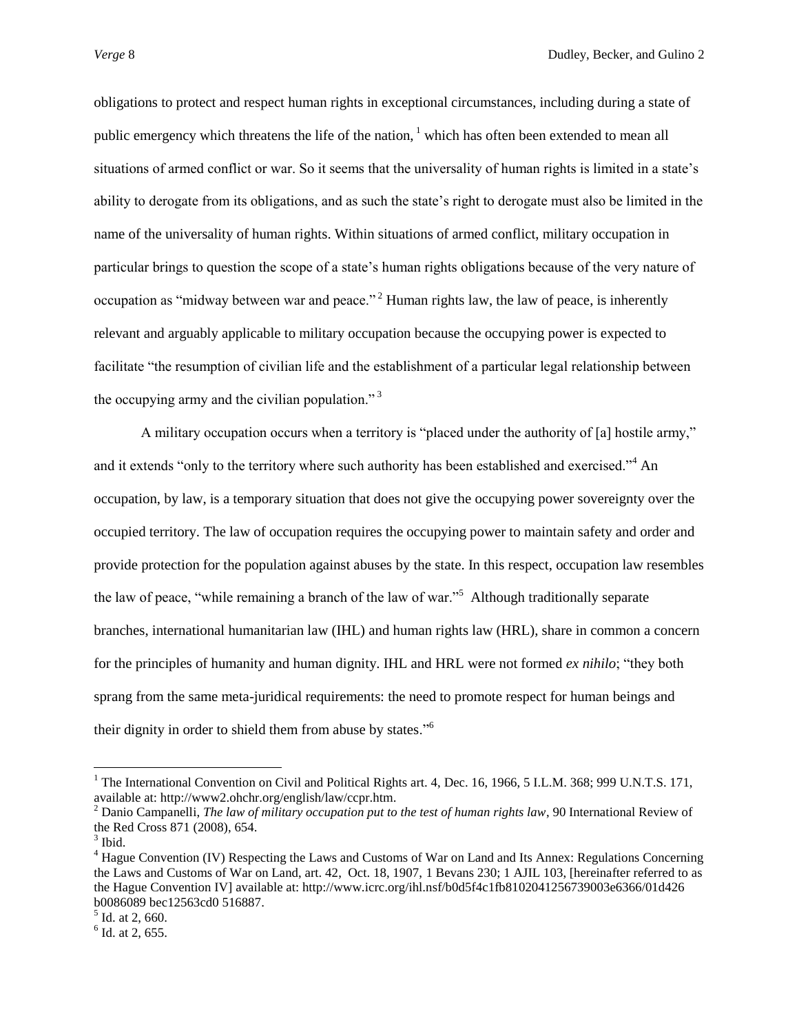obligations to protect and respect human rights in exceptional circumstances, including during a state of public emergency which threatens the life of the nation, [1] which has often been extended to mean all situations of armed conflict or war. So it seems that the universality of human rights is limited in a state's ability to derogate from its obligations, and as such the state's right to derogate must also be limited in the name of the universality of human rights. Within situations of armed conflict, military occupation in particular brings to question the scope of a state's human rights obligations because of the very nature of occupation as "midway between war and peace." [2] Human rights law, the law of peace, is inherently relevant and arguably applicable to military occupation because the occupying power is expected to facilitate "the resumption of civilian life and the establishment of a particular legal relationship between the occupying army and the civilian population." [3]

A military occupation occurs when a territory is "placed under the authority of [a] hostile army," and it extends "only to the territory where such authority has been established and exercised."[4] An occupation, by law, is a temporary situation that does not give the occupying power sovereignty over the occupied territory. The law of occupation requires the occupying power to maintain safety and order and provide protection for the population against abuses by the state. In this respect, occupation law resembles the law of peace, "while remaining a branch of the law of war."[5] Although traditionally separate branches, international humanitarian law (IHL) and human rights law (HRL), share in common a concern for the principles of humanity and human dignity. IHL and HRL were not formed *ex nihilo*; "they both sprang from the same meta-juridical requirements: the need to promote respect for human beings and their dignity in order to shield them from abuse by states."[6]

---

[1] The International Convention on Civil and Political Rights art. 4, Dec. 16, 1966, 5 I.L.M. 368; 999 U.N.T.S. 171, available at: http://www2.ohchr.org/english/law/ccpr.htm.

[2] Danio Campanelli, *The law of military occupation put to the test of human rights law*, 90 International Review of the Red Cross 871 (2008), 654.

[3] Ibid.

[4] Hague Convention (IV) Respecting the Laws and Customs of War on Land and Its Annex: Regulations Concerning the Laws and Customs of War on Land, art. 42, Oct. 18, 1907, 1 Bevans 230; 1 AJIL 103, [hereinafter referred to as the Hague Convention IV] available at: http://www.icrc.org/ihl.nsf/b0d5f4c1fb8102041256739003e6366/01d426 b0086089 bec12563cd0 516887.

[5] Id. at 2, 660.

[6] Id. at 2, 655.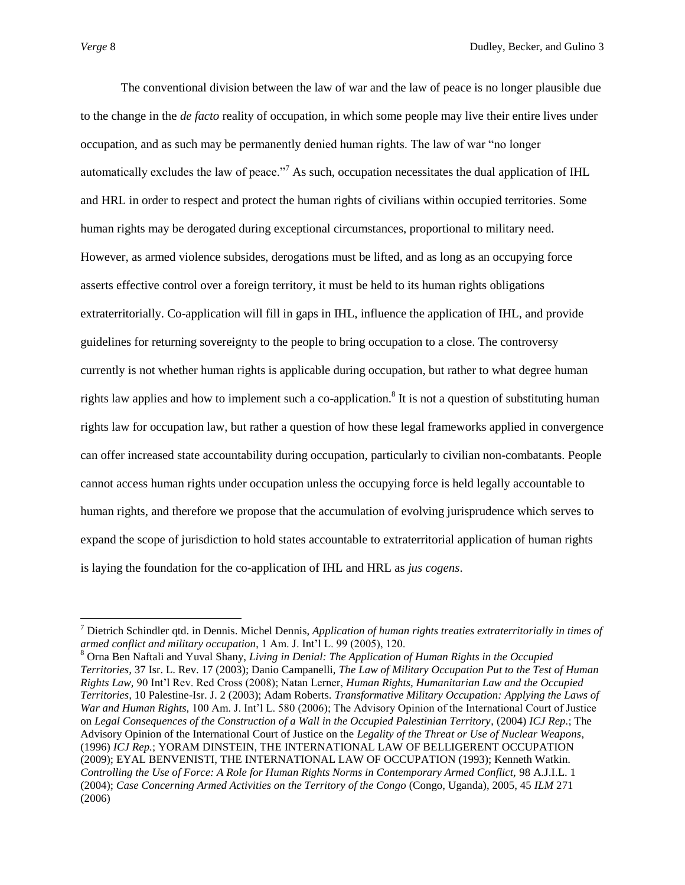The conventional division between the law of war and the law of peace is no longer plausible due to the change in the *de facto* reality of occupation, in which some people may live their entire lives under occupation, and as such may be permanently denied human rights. The law of war "no longer automatically excludes the law of peace."[7] As such, occupation necessitates the dual application of IHL and HRL in order to respect and protect the human rights of civilians within occupied territories. Some human rights may be derogated during exceptional circumstances, proportional to military need. However, as armed violence subsides, derogations must be lifted, and as long as an occupying force asserts effective control over a foreign territory, it must be held to its human rights obligations extraterritorially. Co-application will fill in gaps in IHL, influence the application of IHL, and provide guidelines for returning sovereignty to the people to bring occupation to a close. The controversy currently is not whether human rights is applicable during occupation, but rather to what degree human rights law applies and how to implement such a co-application.[8] It is not a question of substituting human rights law for occupation law, but rather a question of how these legal frameworks applied in convergence can offer increased state accountability during occupation, particularly to civilian non-combatants. People cannot access human rights under occupation unless the occupying force is held legally accountable to human rights, and therefore we propose that the accumulation of evolving jurisprudence which serves to expand the scope of jurisdiction to hold states accountable to extraterritorial application of human rights is laying the foundation for the co-application of IHL and HRL as *jus cogens*.

---

[7] Dietrich Schindler qtd. in Dennis. Michel Dennis, *Application of human rights treaties extraterritorially in times of armed conflict and military occupation*, 1 Am. J. Int'l L. 99 (2005), 120.

[8] Orna Ben Naftali and Yuval Shany, *Living in Denial: The Application of Human Rights in the Occupied Territories*, 37 Isr. L. Rev. 17 (2003); Danio Campanelli, *The Law of Military Occupation Put to the Test of Human Rights Law*, 90 Int'l Rev. Red Cross (2008); Natan Lerner, *Human Rights, Humanitarian Law and the Occupied Territories*, 10 Palestine-Isr. J. 2 (2003); Adam Roberts. *Transformative Military Occupation: Applying the Laws of War and Human Rights*, 100 Am. J. Int'l L. 580 (2006); The Advisory Opinion of the International Court of Justice on *Legal Consequences of the Construction of a Wall in the Occupied Palestinian Territory*, (2004) *ICJ Rep.*; The Advisory Opinion of the International Court of Justice on the *Legality of the Threat or Use of Nuclear Weapons*, (1996) *ICJ Rep.*; YORAM DINSTEIN, THE INTERNATIONAL LAW OF BELLIGERENT OCCUPATION (2009); EYAL BENVENISTI, THE INTERNATIONAL LAW OF OCCUPATION (1993); Kenneth Watkin. *Controlling the Use of Force: A Role for Human Rights Norms in Contemporary Armed Conflict*, 98 A.J.I.L. 1 (2004); *Case Concerning Armed Activities on the Territory of the Congo* (Congo, Uganda), 2005, 45 *ILM* 271 (2006)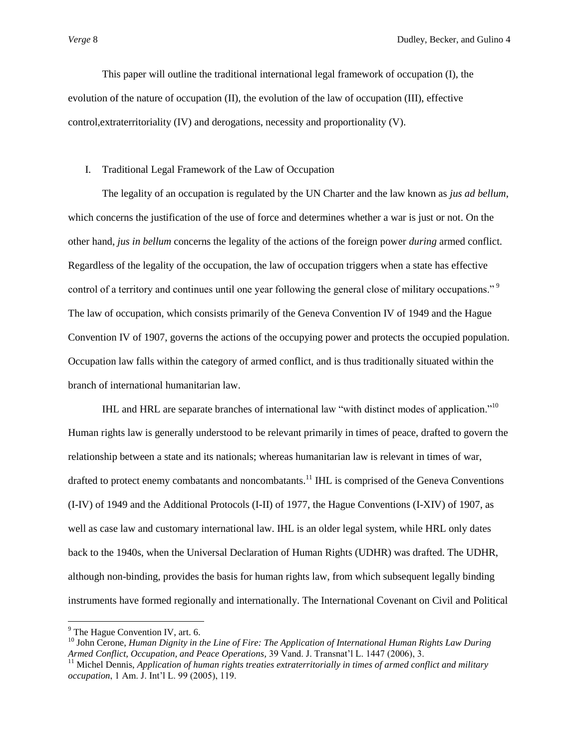This paper will outline the traditional international legal framework of occupation (I), the evolution of the nature of occupation (II), the evolution of the law of occupation (III), effective control,extraterritoriality (IV) and derogations, necessity and proportionality (V).

## I. Traditional Legal Framework of the Law of Occupation

The legality of an occupation is regulated by the UN Charter and the law known as *jus ad bellum*, which concerns the justification of the use of force and determines whether a war is just or not. On the other hand, *jus in bellum* concerns the legality of the actions of the foreign power *during* armed conflict. Regardless of the legality of the occupation, the law of occupation triggers when a state has effective control of a territory and continues until one year following the general close of military occupations."[9] The law of occupation, which consists primarily of the Geneva Convention IV of 1949 and the Hague Convention IV of 1907, governs the actions of the occupying power and protects the occupied population. Occupation law falls within the category of armed conflict, and is thus traditionally situated within the branch of international humanitarian law.

IHL and HRL are separate branches of international law "with distinct modes of application."[10] Human rights law is generally understood to be relevant primarily in times of peace, drafted to govern the relationship between a state and its nationals; whereas humanitarian law is relevant in times of war, drafted to protect enemy combatants and noncombatants.[11] IHL is comprised of the Geneva Conventions (I-IV) of 1949 and the Additional Protocols (I-II) of 1977, the Hague Conventions (I-XIV) of 1907, as well as case law and customary international law. IHL is an older legal system, while HRL only dates back to the 1940s, when the Universal Declaration of Human Rights (UDHR) was drafted. The UDHR, although non-binding, provides the basis for human rights law, from which subsequent legally binding instruments have formed regionally and internationally. The International Covenant on Civil and Political

---

[9] The Hague Convention IV, art. 6.

[10] John Cerone, *Human Dignity in the Line of Fire: The Application of International Human Rights Law During Armed Conflict, Occupation, and Peace Operations*, 39 Vand. J. Transnat'l L. 1447 (2006), 3.

[11] Michel Dennis, *Application of human rights treaties extraterritorially in times of armed conflict and military occupation*, 1 Am. J. Int'l L. 99 (2005), 119.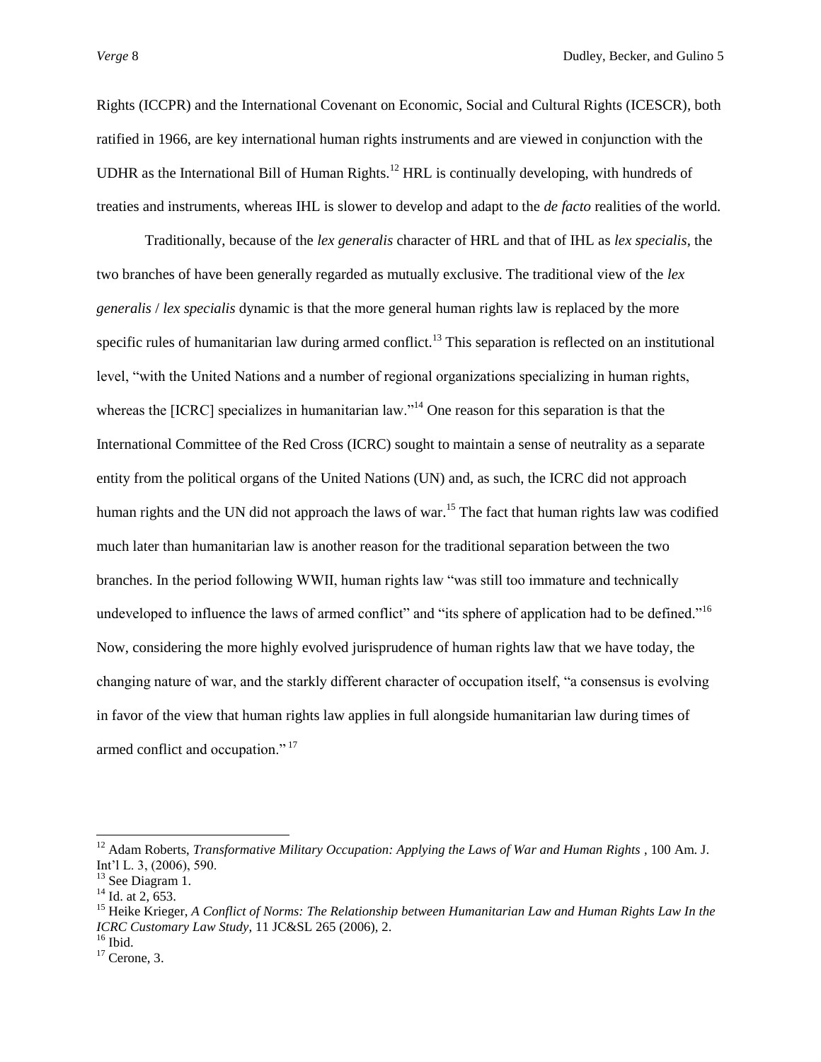Rights (ICCPR) and the International Covenant on Economic, Social and Cultural Rights (ICESCR), both ratified in 1966, are key international human rights instruments and are viewed in conjunction with the UDHR as the International Bill of Human Rights.[12] HRL is continually developing, with hundreds of treaties and instruments, whereas IHL is slower to develop and adapt to the *de facto* realities of the world.

Traditionally, because of the *lex generalis* character of HRL and that of IHL as *lex specialis*, the two branches of have been generally regarded as mutually exclusive. The traditional view of the *lex generalis* / *lex specialis* dynamic is that the more general human rights law is replaced by the more specific rules of humanitarian law during armed conflict.[13] This separation is reflected on an institutional level, "with the United Nations and a number of regional organizations specializing in human rights, whereas the [ICRC] specializes in humanitarian law."[14] One reason for this separation is that the International Committee of the Red Cross (ICRC) sought to maintain a sense of neutrality as a separate entity from the political organs of the United Nations (UN) and, as such, the ICRC did not approach human rights and the UN did not approach the laws of war.[15] The fact that human rights law was codified much later than humanitarian law is another reason for the traditional separation between the two branches. In the period following WWII, human rights law "was still too immature and technically undeveloped to influence the laws of armed conflict" and "its sphere of application had to be defined."[16] Now, considering the more highly evolved jurisprudence of human rights law that we have today, the changing nature of war, and the starkly different character of occupation itself, "a consensus is evolving in favor of the view that human rights law applies in full alongside humanitarian law during times of armed conflict and occupation."[17]

---

[12] Adam Roberts, *Transformative Military Occupation: Applying the Laws of War and Human Rights* , 100 Am. J. Int'l L. 3, (2006), 590.

[13] See Diagram 1.

[14] Id. at 2, 653.

[15] Heike Krieger, *A Conflict of Norms: The Relationship between Humanitarian Law and Human Rights Law In the ICRC Customary Law Study*, 11 JC&SL 265 (2006), 2.

[16] Ibid.

[17] Cerone, 3.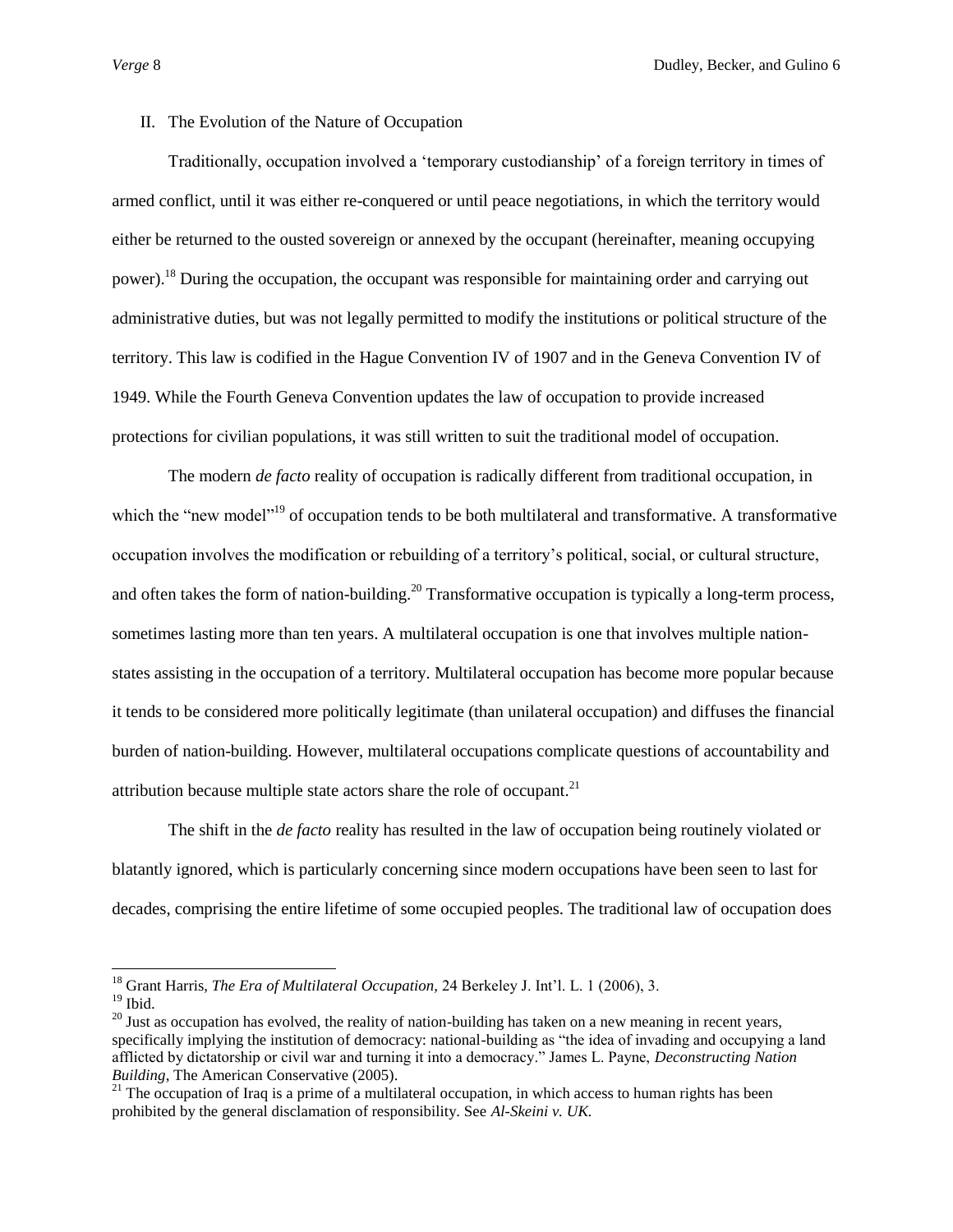## II. The Evolution of the Nature of Occupation

Traditionally, occupation involved a 'temporary custodianship' of a foreign territory in times of armed conflict, until it was either re-conquered or until peace negotiations, in which the territory would either be returned to the ousted sovereign or annexed by the occupant (hereinafter, meaning occupying power).[18] During the occupation, the occupant was responsible for maintaining order and carrying out administrative duties, but was not legally permitted to modify the institutions or political structure of the territory. This law is codified in the Hague Convention IV of 1907 and in the Geneva Convention IV of 1949. While the Fourth Geneva Convention updates the law of occupation to provide increased protections for civilian populations, it was still written to suit the traditional model of occupation.

The modern *de facto* reality of occupation is radically different from traditional occupation, in which the "new model"[19] of occupation tends to be both multilateral and transformative. A transformative occupation involves the modification or rebuilding of a territory's political, social, or cultural structure, and often takes the form of nation-building.[20] Transformative occupation is typically a long-term process, sometimes lasting more than ten years. A multilateral occupation is one that involves multiple nation-states assisting in the occupation of a territory. Multilateral occupation has become more popular because it tends to be considered more politically legitimate (than unilateral occupation) and diffuses the financial burden of nation-building. However, multilateral occupations complicate questions of accountability and attribution because multiple state actors share the role of occupant.[21]

The shift in the *de facto* reality has resulted in the law of occupation being routinely violated or blatantly ignored, which is particularly concerning since modern occupations have been seen to last for decades, comprising the entire lifetime of some occupied peoples. The traditional law of occupation does

---

[18] Grant Harris, *The Era of Multilateral Occupation,* 24 Berkeley J. Int'l. L. 1 (2006), 3.

[19] Ibid.

[20] Just as occupation has evolved, the reality of nation-building has taken on a new meaning in recent years, specifically implying the institution of democracy: national-building as "the idea of invading and occupying a land afflicted by dictatorship or civil war and turning it into a democracy." James L. Payne, *Deconstructing Nation Building*, The American Conservative (2005).

[21] The occupation of Iraq is a prime of a multilateral occupation, in which access to human rights has been prohibited by the general disclamation of responsibility. See *Al-Skeini v. UK.*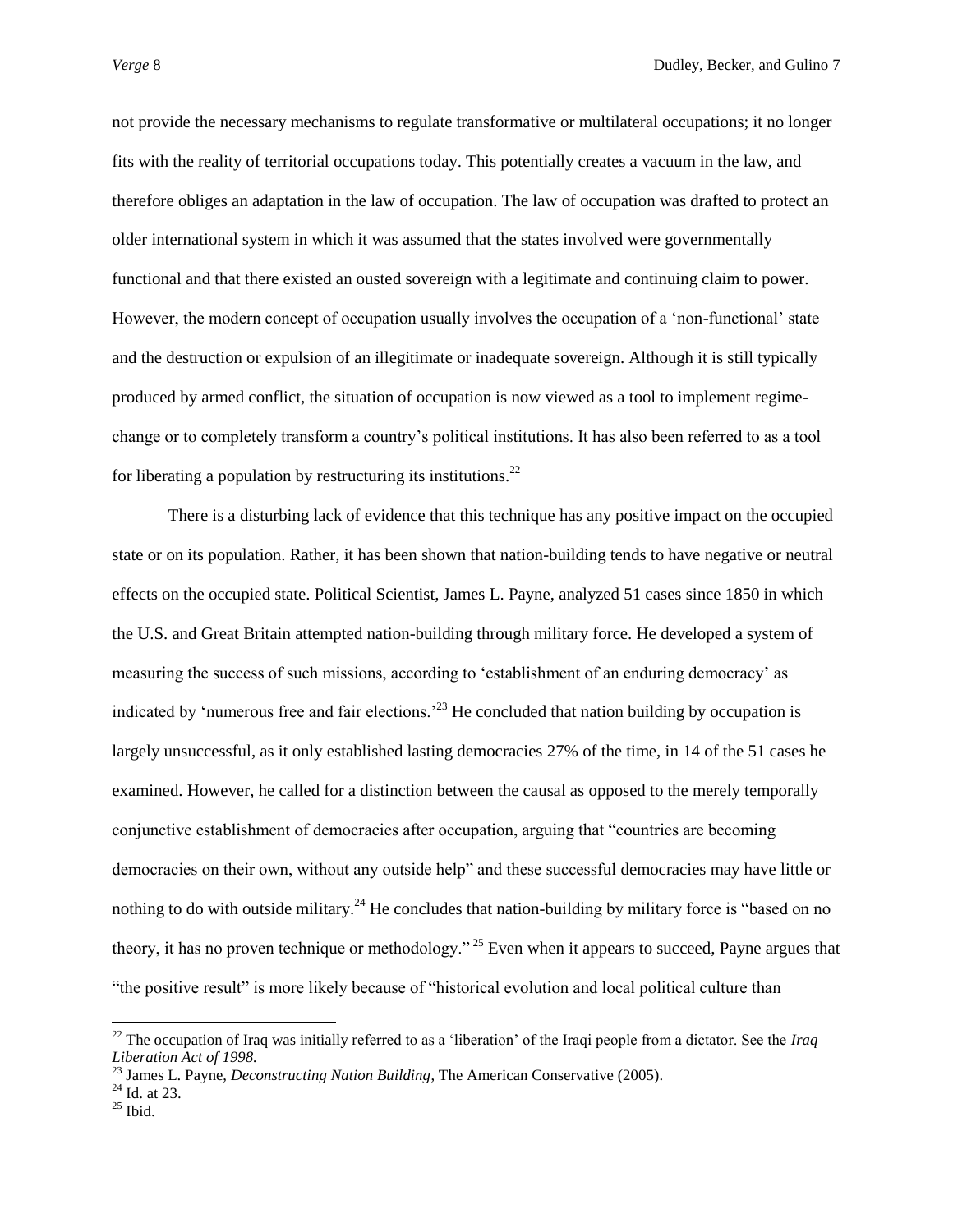not provide the necessary mechanisms to regulate transformative or multilateral occupations; it no longer fits with the reality of territorial occupations today. This potentially creates a vacuum in the law, and therefore obliges an adaptation in the law of occupation. The law of occupation was drafted to protect an older international system in which it was assumed that the states involved were governmentally functional and that there existed an ousted sovereign with a legitimate and continuing claim to power. However, the modern concept of occupation usually involves the occupation of a 'non-functional' state and the destruction or expulsion of an illegitimate or inadequate sovereign. Although it is still typically produced by armed conflict, the situation of occupation is now viewed as a tool to implement regime-change or to completely transform a country's political institutions. It has also been referred to as a tool for liberating a population by restructuring its institutions.[22]

There is a disturbing lack of evidence that this technique has any positive impact on the occupied state or on its population. Rather, it has been shown that nation-building tends to have negative or neutral effects on the occupied state. Political Scientist, James L. Payne, analyzed 51 cases since 1850 in which the U.S. and Great Britain attempted nation-building through military force. He developed a system of measuring the success of such missions, according to 'establishment of an enduring democracy' as indicated by 'numerous free and fair elections.'[23] He concluded that nation building by occupation is largely unsuccessful, as it only established lasting democracies 27% of the time, in 14 of the 51 cases he examined. However, he called for a distinction between the causal as opposed to the merely temporally conjunctive establishment of democracies after occupation, arguing that "countries are becoming democracies on their own, without any outside help" and these successful democracies may have little or nothing to do with outside military.[24] He concludes that nation-building by military force is "based on no theory, it has no proven technique or methodology."[25] Even when it appears to succeed, Payne argues that "the positive result" is more likely because of "historical evolution and local political culture than

---

[22] The occupation of Iraq was initially referred to as a 'liberation' of the Iraqi people from a dictator. See the *Iraq Liberation Act of 1998.*

[23] James L. Payne, *Deconstructing Nation Building*, The American Conservative (2005).

[24] Id. at 23.

[25] Ibid.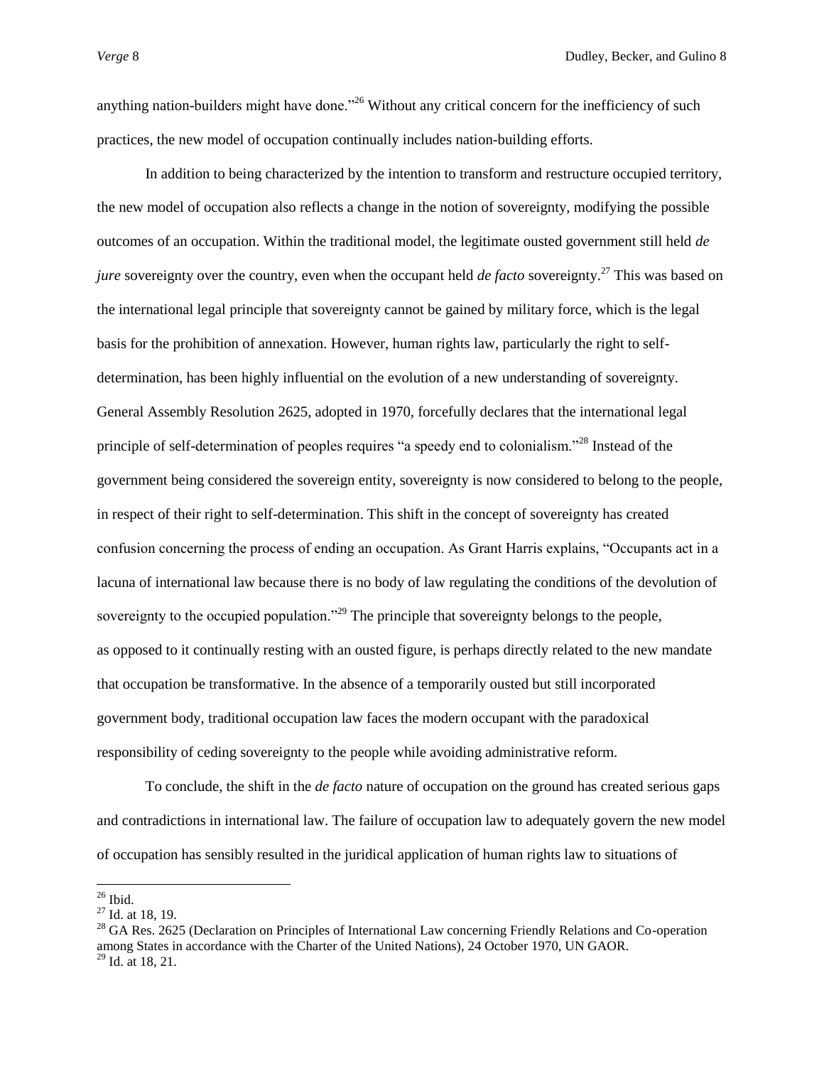anything nation-builders might have done."[26] Without any critical concern for the inefficiency of such practices, the new model of occupation continually includes nation-building efforts.

In addition to being characterized by the intention to transform and restructure occupied territory, the new model of occupation also reflects a change in the notion of sovereignty, modifying the possible outcomes of an occupation. Within the traditional model, the legitimate ousted government still held *de jure* sovereignty over the country, even when the occupant held *de facto* sovereignty.[27] This was based on the international legal principle that sovereignty cannot be gained by military force, which is the legal basis for the prohibition of annexation. However, human rights law, particularly the right to self-determination, has been highly influential on the evolution of a new understanding of sovereignty. General Assembly Resolution 2625, adopted in 1970, forcefully declares that the international legal principle of self-determination of peoples requires "a speedy end to colonialism."[28] Instead of the government being considered the sovereign entity, sovereignty is now considered to belong to the people, in respect of their right to self-determination. This shift in the concept of sovereignty has created confusion concerning the process of ending an occupation. As Grant Harris explains, "Occupants act in a lacuna of international law because there is no body of law regulating the conditions of the devolution of sovereignty to the occupied population."[29] The principle that sovereignty belongs to the people, as opposed to it continually resting with an ousted figure, is perhaps directly related to the new mandate that occupation be transformative. In the absence of a temporarily ousted but still incorporated government body, traditional occupation law faces the modern occupant with the paradoxical responsibility of ceding sovereignty to the people while avoiding administrative reform.

To conclude, the shift in the *de facto* nature of occupation on the ground has created serious gaps and contradictions in international law. The failure of occupation law to adequately govern the new model of occupation has sensibly resulted in the juridical application of human rights law to situations of

[26] Ibid.

[27] Id. at 18, 19.

[28] GA Res. 2625 (Declaration on Principles of International Law concerning Friendly Relations and Co-operation among States in accordance with the Charter of the United Nations), 24 October 1970, UN GAOR.

[29] Id. at 18, 21.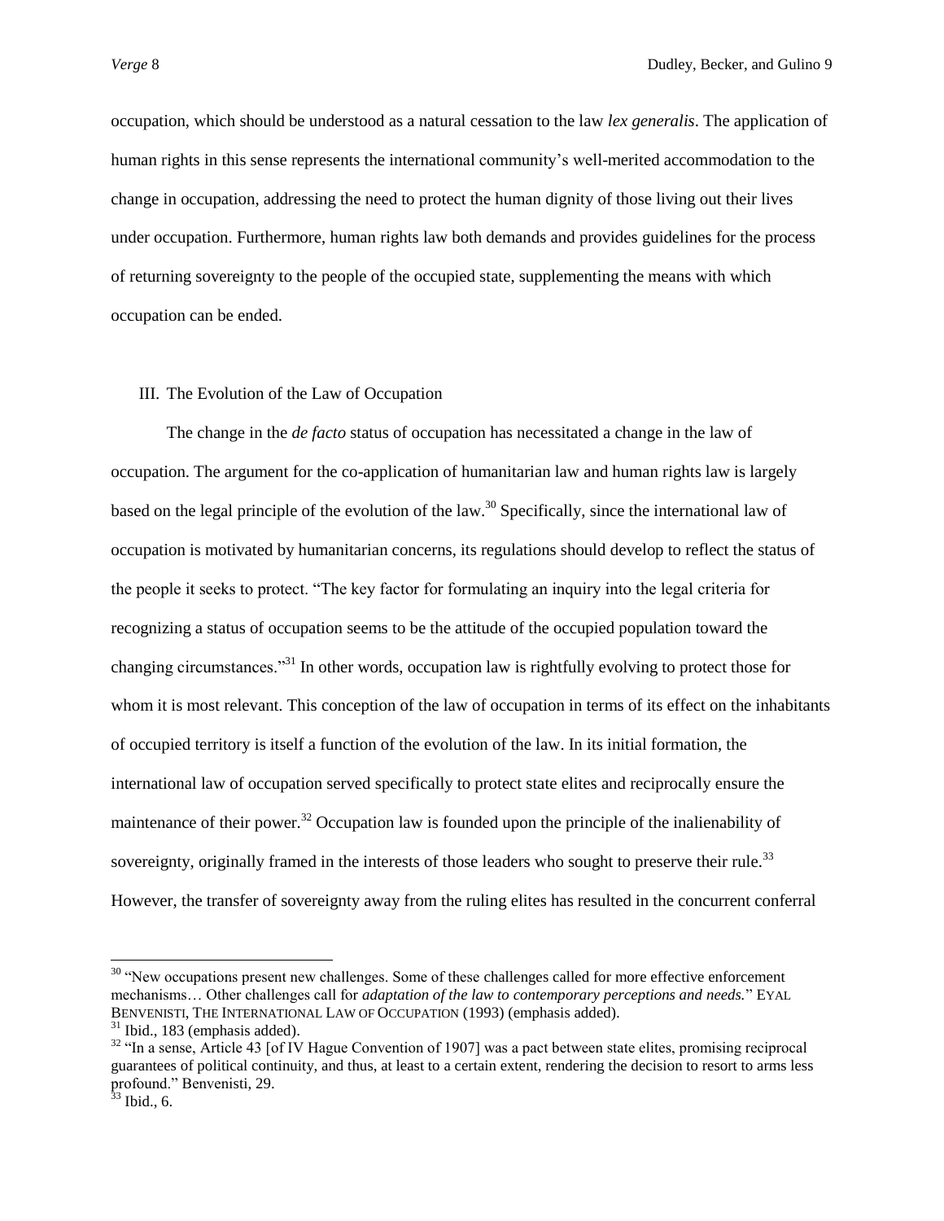occupation, which should be understood as a natural cessation to the law *lex generalis*. The application of human rights in this sense represents the international community's well-merited accommodation to the change in occupation, addressing the need to protect the human dignity of those living out their lives under occupation. Furthermore, human rights law both demands and provides guidelines for the process of returning sovereignty to the people of the occupied state, supplementing the means with which occupation can be ended.

## III. The Evolution of the Law of Occupation

The change in the *de facto* status of occupation has necessitated a change in the law of occupation. The argument for the co-application of humanitarian law and human rights law is largely based on the legal principle of the evolution of the law.[30] Specifically, since the international law of occupation is motivated by humanitarian concerns, its regulations should develop to reflect the status of the people it seeks to protect. "The key factor for formulating an inquiry into the legal criteria for recognizing a status of occupation seems to be the attitude of the occupied population toward the changing circumstances."[31] In other words, occupation law is rightfully evolving to protect those for whom it is most relevant. This conception of the law of occupation in terms of its effect on the inhabitants of occupied territory is itself a function of the evolution of the law. In its initial formation, the international law of occupation served specifically to protect state elites and reciprocally ensure the maintenance of their power.[32] Occupation law is founded upon the principle of the inalienability of sovereignty, originally framed in the interests of those leaders who sought to preserve their rule.[33] However, the transfer of sovereignty away from the ruling elites has resulted in the concurrent conferral

---

[30] "New occupations present new challenges. Some of these challenges called for more effective enforcement mechanisms… Other challenges call for *adaptation of the law to contemporary perceptions and needs.*" EYAL BENVENISTI, THE INTERNATIONAL LAW OF OCCUPATION (1993) (emphasis added).

[31] Ibid., 183 (emphasis added).

[32] "In a sense, Article 43 [of IV Hague Convention of 1907] was a pact between state elites, promising reciprocal guarantees of political continuity, and thus, at least to a certain extent, rendering the decision to resort to arms less profound." Benvenisti, 29.

[33] Ibid., 6.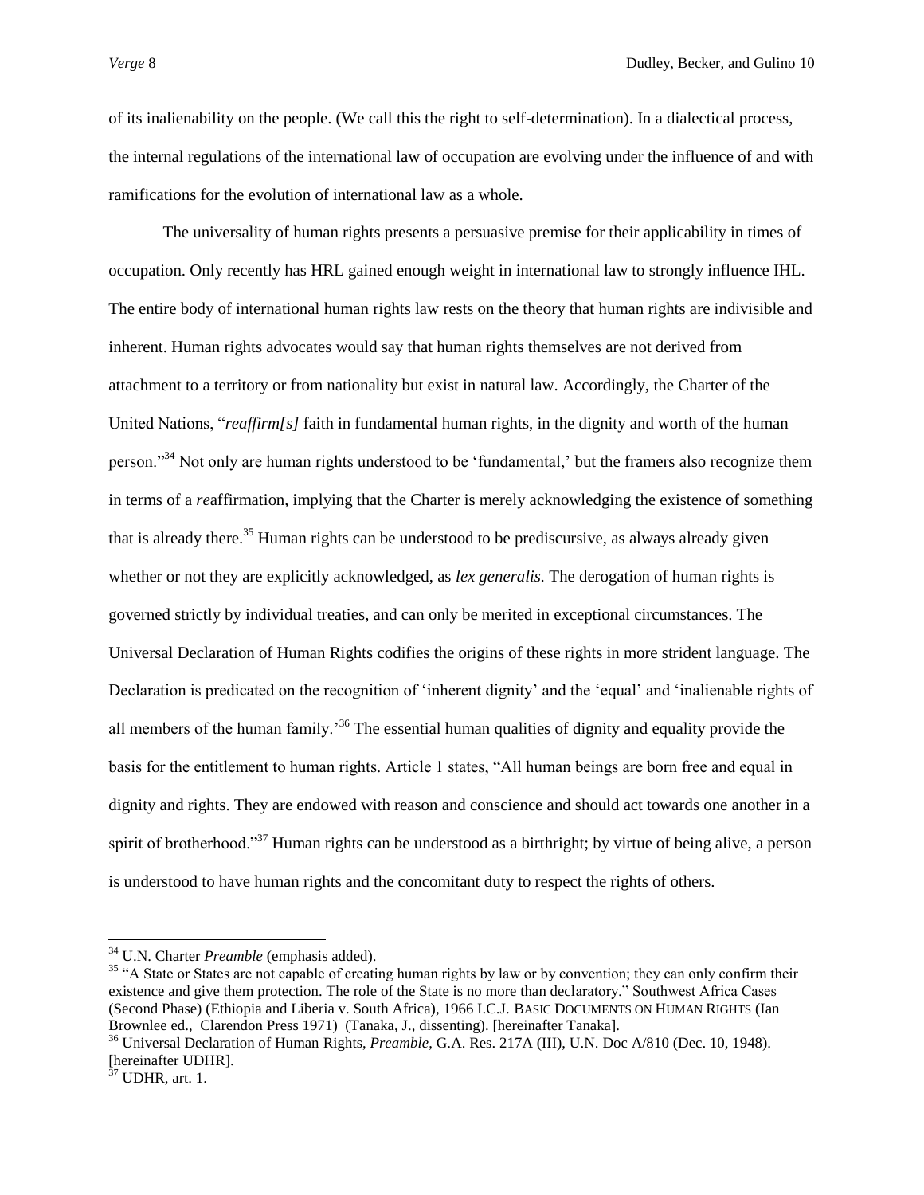of its inalienability on the people. (We call this the right to self-determination). In a dialectical process, the internal regulations of the international law of occupation are evolving under the influence of and with ramifications for the evolution of international law as a whole.

The universality of human rights presents a persuasive premise for their applicability in times of occupation. Only recently has HRL gained enough weight in international law to strongly influence IHL. The entire body of international human rights law rests on the theory that human rights are indivisible and inherent. Human rights advocates would say that human rights themselves are not derived from attachment to a territory or from nationality but exist in natural law. Accordingly, the Charter of the United Nations, "*reaffirm[s]* faith in fundamental human rights, in the dignity and worth of the human person."[34] Not only are human rights understood to be 'fundamental,' but the framers also recognize them in terms of a *re*affirmation, implying that the Charter is merely acknowledging the existence of something that is already there.[35] Human rights can be understood to be prediscursive, as always already given whether or not they are explicitly acknowledged, as *lex generalis.* The derogation of human rights is governed strictly by individual treaties, and can only be merited in exceptional circumstances. The Universal Declaration of Human Rights codifies the origins of these rights in more strident language. The Declaration is predicated on the recognition of 'inherent dignity' and the 'equal' and 'inalienable rights of all members of the human family.'[36] The essential human qualities of dignity and equality provide the basis for the entitlement to human rights. Article 1 states, "All human beings are born free and equal in dignity and rights. They are endowed with reason and conscience and should act towards one another in a spirit of brotherhood."[37] Human rights can be understood as a birthright; by virtue of being alive, a person is understood to have human rights and the concomitant duty to respect the rights of others.

---

[34] U.N. Charter *Preamble* (emphasis added).

[35] "A State or States are not capable of creating human rights by law or by convention; they can only confirm their existence and give them protection. The role of the State is no more than declaratory." Southwest Africa Cases (Second Phase) (Ethiopia and Liberia v. South Africa), 1966 I.C.J. BASIC DOCUMENTS ON HUMAN RIGHTS (Ian Brownlee ed., Clarendon Press 1971) (Tanaka, J., dissenting). [hereinafter Tanaka].

[36] Universal Declaration of Human Rights, *Preamble*, G.A. Res. 217A (III), U.N. Doc A/810 (Dec. 10, 1948). [hereinafter UDHR].

[37] UDHR, art. 1.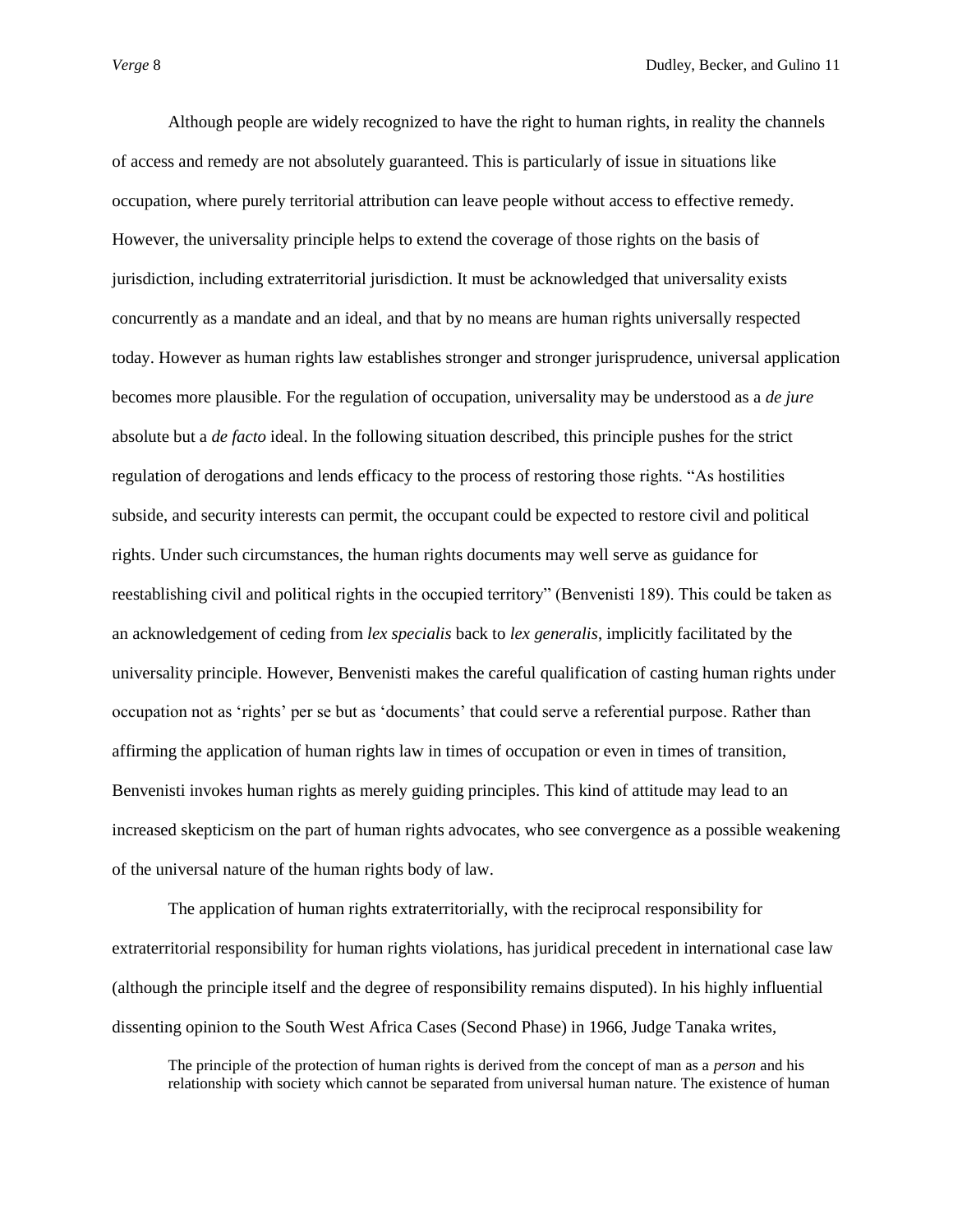Although people are widely recognized to have the right to human rights, in reality the channels of access and remedy are not absolutely guaranteed. This is particularly of issue in situations like occupation, where purely territorial attribution can leave people without access to effective remedy. However, the universality principle helps to extend the coverage of those rights on the basis of jurisdiction, including extraterritorial jurisdiction. It must be acknowledged that universality exists concurrently as a mandate and an ideal, and that by no means are human rights universally respected today. However as human rights law establishes stronger and stronger jurisprudence, universal application becomes more plausible. For the regulation of occupation, universality may be understood as a *de jure* absolute but a *de facto* ideal. In the following situation described, this principle pushes for the strict regulation of derogations and lends efficacy to the process of restoring those rights. "As hostilities subside, and security interests can permit, the occupant could be expected to restore civil and political rights. Under such circumstances, the human rights documents may well serve as guidance for reestablishing civil and political rights in the occupied territory" (Benvenisti 189). This could be taken as an acknowledgement of ceding from *lex specialis* back to *lex generalis*, implicitly facilitated by the universality principle. However, Benvenisti makes the careful qualification of casting human rights under occupation not as 'rights' per se but as 'documents' that could serve a referential purpose. Rather than affirming the application of human rights law in times of occupation or even in times of transition, Benvenisti invokes human rights as merely guiding principles. This kind of attitude may lead to an increased skepticism on the part of human rights advocates, who see convergence as a possible weakening of the universal nature of the human rights body of law.

The application of human rights extraterritorially, with the reciprocal responsibility for extraterritorial responsibility for human rights violations, has juridical precedent in international case law (although the principle itself and the degree of responsibility remains disputed). In his highly influential dissenting opinion to the South West Africa Cases (Second Phase) in 1966, Judge Tanaka writes,

> The principle of the protection of human rights is derived from the concept of man as a *person* and his relationship with society which cannot be separated from universal human nature. The existence of human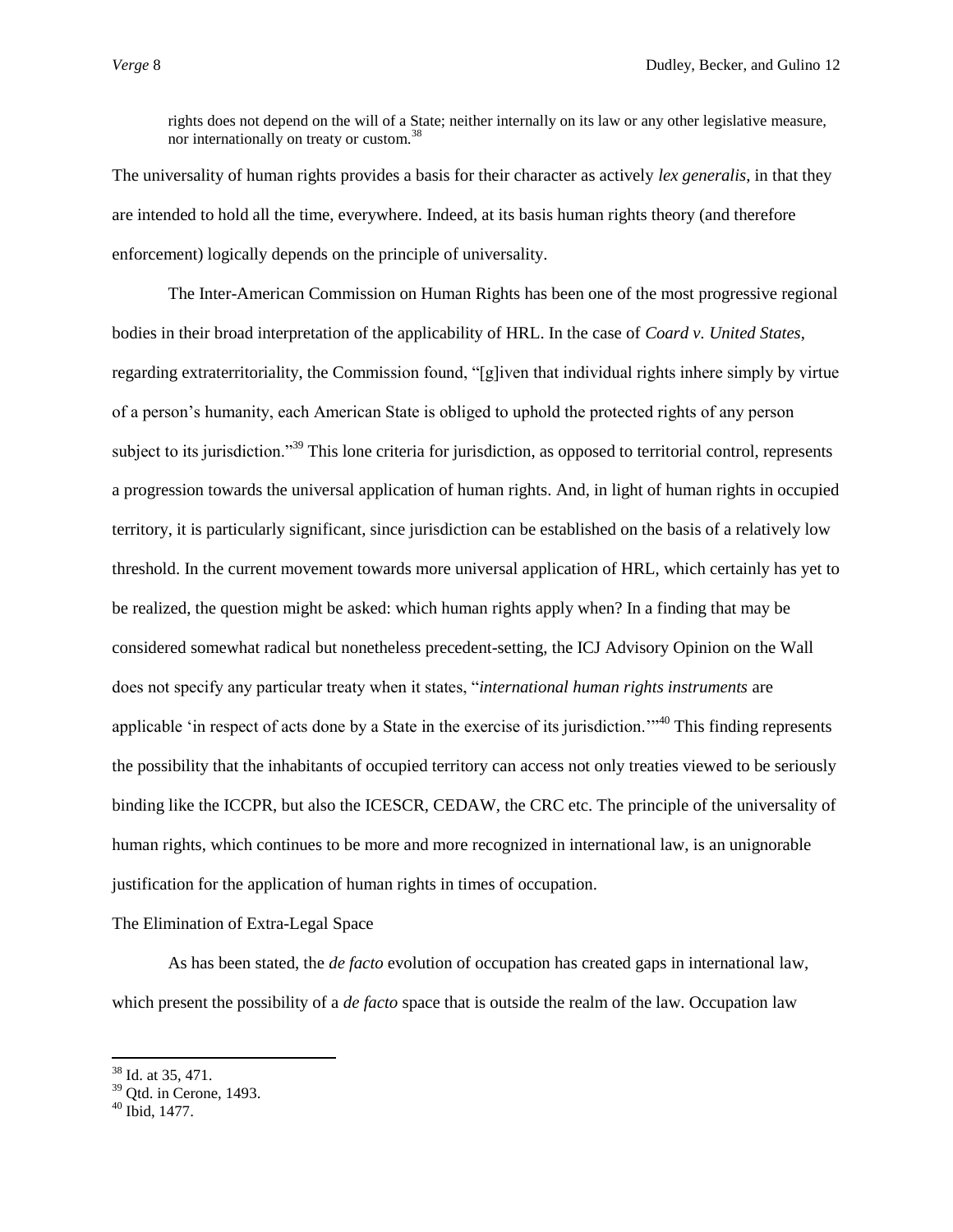rights does not depend on the will of a State; neither internally on its law or any other legislative measure, nor internationally on treaty or custom.[38]

The universality of human rights provides a basis for their character as actively *lex generalis*, in that they are intended to hold all the time, everywhere. Indeed, at its basis human rights theory (and therefore enforcement) logically depends on the principle of universality.

The Inter-American Commission on Human Rights has been one of the most progressive regional bodies in their broad interpretation of the applicability of HRL. In the case of *Coard v. United States*, regarding extraterritoriality, the Commission found, "[g]iven that individual rights inhere simply by virtue of a person's humanity, each American State is obliged to uphold the protected rights of any person subject to its jurisdiction."[39] This lone criteria for jurisdiction, as opposed to territorial control, represents a progression towards the universal application of human rights. And, in light of human rights in occupied territory, it is particularly significant, since jurisdiction can be established on the basis of a relatively low threshold. In the current movement towards more universal application of HRL, which certainly has yet to be realized, the question might be asked: which human rights apply when? In a finding that may be considered somewhat radical but nonetheless precedent-setting, the ICJ Advisory Opinion on the Wall does not specify any particular treaty when it states, "*international human rights instruments* are applicable 'in respect of acts done by a State in the exercise of its jurisdiction.'"[40] This finding represents the possibility that the inhabitants of occupied territory can access not only treaties viewed to be seriously binding like the ICCPR, but also the ICESCR, CEDAW, the CRC etc. The principle of the universality of human rights, which continues to be more and more recognized in international law, is an unignorable justification for the application of human rights in times of occupation.

### The Elimination of Extra-Legal Space

As has been stated, the *de facto* evolution of occupation has created gaps in international law, which present the possibility of a *de facto* space that is outside the realm of the law. Occupation law

[38] Id. at 35, 471.
[39] Qtd. in Cerone, 1493.
[40] Ibid, 1477.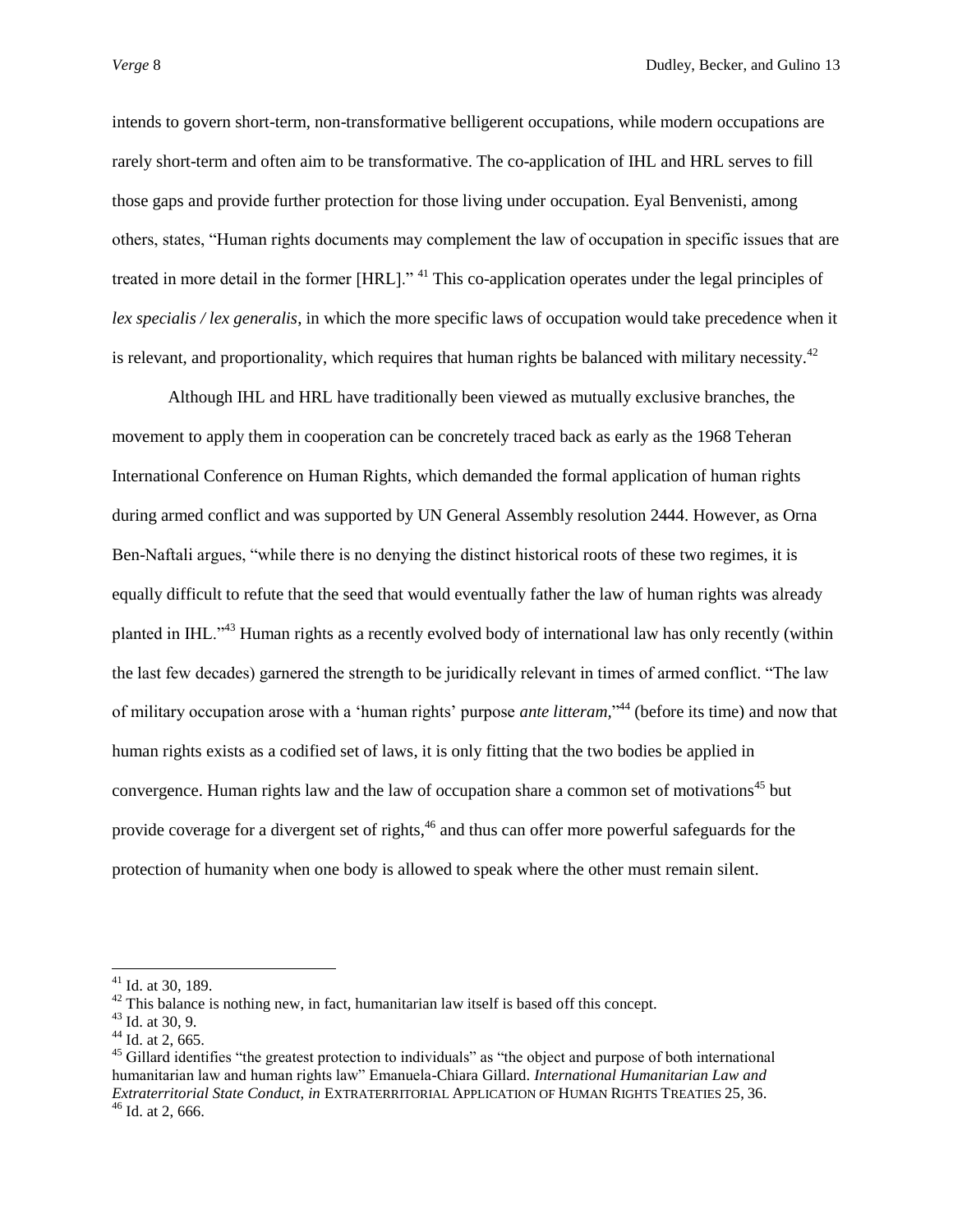intends to govern short-term, non-transformative belligerent occupations, while modern occupations are rarely short-term and often aim to be transformative. The co-application of IHL and HRL serves to fill those gaps and provide further protection for those living under occupation. Eyal Benvenisti, among others, states, "Human rights documents may complement the law of occupation in specific issues that are treated in more detail in the former [HRL]." [41] This co-application operates under the legal principles of *lex specialis / lex generalis*, in which the more specific laws of occupation would take precedence when it is relevant, and proportionality, which requires that human rights be balanced with military necessity.[42]

Although IHL and HRL have traditionally been viewed as mutually exclusive branches, the movement to apply them in cooperation can be concretely traced back as early as the 1968 Teheran International Conference on Human Rights, which demanded the formal application of human rights during armed conflict and was supported by UN General Assembly resolution 2444. However, as Orna Ben-Naftali argues, "while there is no denying the distinct historical roots of these two regimes, it is equally difficult to refute that the seed that would eventually father the law of human rights was already planted in IHL."[43] Human rights as a recently evolved body of international law has only recently (within the last few decades) garnered the strength to be juridically relevant in times of armed conflict. "The law of military occupation arose with a 'human rights' purpose *ante litteram*,"[44] (before its time) and now that human rights exists as a codified set of laws, it is only fitting that the two bodies be applied in convergence. Human rights law and the law of occupation share a common set of motivations[45] but provide coverage for a divergent set of rights,[46] and thus can offer more powerful safeguards for the protection of humanity when one body is allowed to speak where the other must remain silent.

---

[41] Id. at 30, 189.

[42] This balance is nothing new, in fact, humanitarian law itself is based off this concept.

[43] Id. at 30, 9.

[44] Id. at 2, 665.

[45] Gillard identifies "the greatest protection to individuals" as "the object and purpose of both international humanitarian law and human rights law" Emanuela-Chiara Gillard. *International Humanitarian Law and Extraterritorial State Conduct*, *in* EXTRATERRITORIAL APPLICATION OF HUMAN RIGHTS TREATIES 25, 36.

[46] Id. at 2, 666.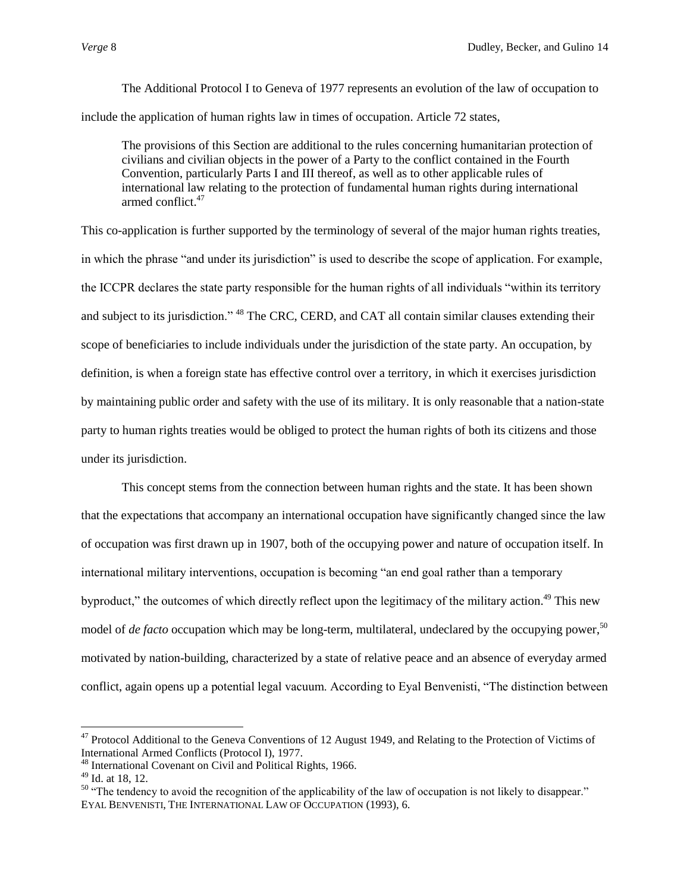The Additional Protocol I to Geneva of 1977 represents an evolution of the law of occupation to include the application of human rights law in times of occupation. Article 72 states,

> The provisions of this Section are additional to the rules concerning humanitarian protection of civilians and civilian objects in the power of a Party to the conflict contained in the Fourth Convention, particularly Parts I and III thereof, as well as to other applicable rules of international law relating to the protection of fundamental human rights during international armed conflict.[47]

This co-application is further supported by the terminology of several of the major human rights treaties, in which the phrase "and under its jurisdiction" is used to describe the scope of application. For example, the ICCPR declares the state party responsible for the human rights of all individuals "within its territory and subject to its jurisdiction." [48] The CRC, CERD, and CAT all contain similar clauses extending their scope of beneficiaries to include individuals under the jurisdiction of the state party. An occupation, by definition, is when a foreign state has effective control over a territory, in which it exercises jurisdiction by maintaining public order and safety with the use of its military. It is only reasonable that a nation-state party to human rights treaties would be obliged to protect the human rights of both its citizens and those under its jurisdiction.

This concept stems from the connection between human rights and the state. It has been shown that the expectations that accompany an international occupation have significantly changed since the law of occupation was first drawn up in 1907, both of the occupying power and nature of occupation itself. In international military interventions, occupation is becoming "an end goal rather than a temporary byproduct," the outcomes of which directly reflect upon the legitimacy of the military action.[49] This new model of *de facto* occupation which may be long-term, multilateral, undeclared by the occupying power,[50] motivated by nation-building, characterized by a state of relative peace and an absence of everyday armed conflict, again opens up a potential legal vacuum. According to Eyal Benvenisti, "The distinction between

---

[47] Protocol Additional to the Geneva Conventions of 12 August 1949, and Relating to the Protection of Victims of International Armed Conflicts (Protocol I), 1977.

[48] International Covenant on Civil and Political Rights, 1966.

[49] Id. at 18, 12.

[50] "The tendency to avoid the recognition of the applicability of the law of occupation is not likely to disappear." EYAL BENVENISTI, THE INTERNATIONAL LAW OF OCCUPATION (1993), 6.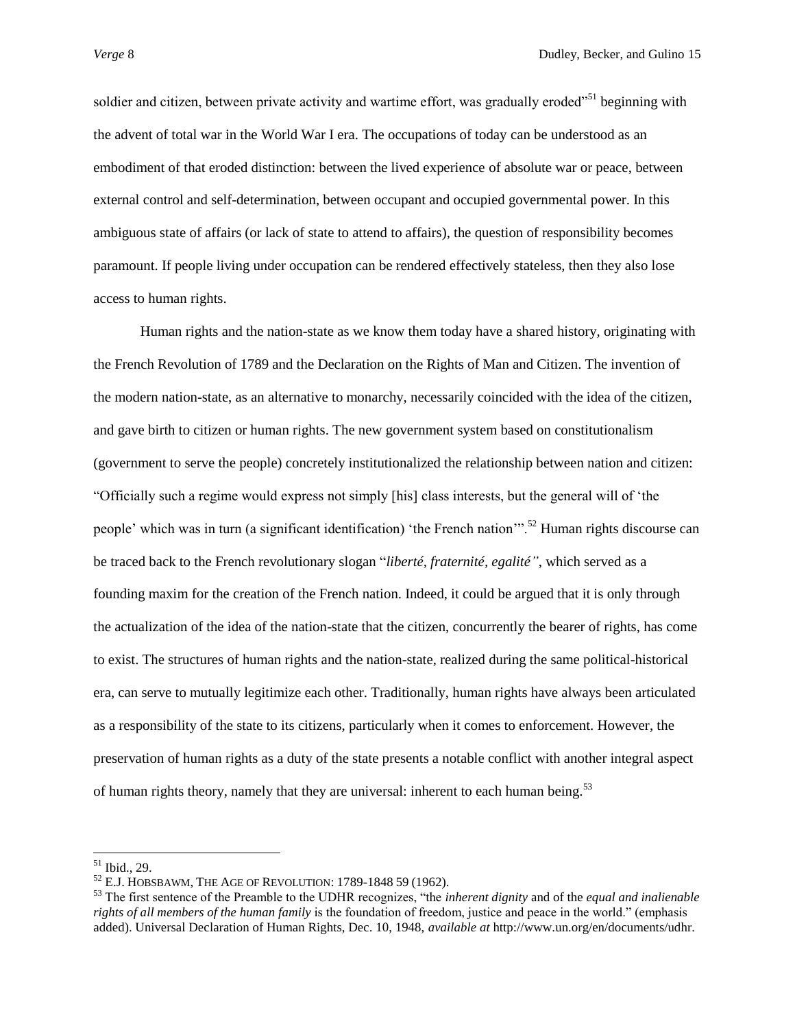soldier and citizen, between private activity and wartime effort, was gradually eroded"[51] beginning with the advent of total war in the World War I era. The occupations of today can be understood as an embodiment of that eroded distinction: between the lived experience of absolute war or peace, between external control and self-determination, between occupant and occupied governmental power. In this ambiguous state of affairs (or lack of state to attend to affairs), the question of responsibility becomes paramount. If people living under occupation can be rendered effectively stateless, then they also lose access to human rights.

Human rights and the nation-state as we know them today have a shared history, originating with the French Revolution of 1789 and the Declaration on the Rights of Man and Citizen. The invention of the modern nation-state, as an alternative to monarchy, necessarily coincided with the idea of the citizen, and gave birth to citizen or human rights. The new government system based on constitutionalism (government to serve the people) concretely institutionalized the relationship between nation and citizen: "Officially such a regime would express not simply [his] class interests, but the general will of 'the people' which was in turn (a significant identification) 'the French nation'".[52] Human rights discourse can be traced back to the French revolutionary slogan "*liberté, fraternité, egalité"*, which served as a founding maxim for the creation of the French nation. Indeed, it could be argued that it is only through the actualization of the idea of the nation-state that the citizen, concurrently the bearer of rights, has come to exist. The structures of human rights and the nation-state, realized during the same political-historical era, can serve to mutually legitimize each other. Traditionally, human rights have always been articulated as a responsibility of the state to its citizens, particularly when it comes to enforcement. However, the preservation of human rights as a duty of the state presents a notable conflict with another integral aspect of human rights theory, namely that they are universal: inherent to each human being.[53]

---

[51] Ibid., 29.

[52] E.J. HOBSBAWM, THE AGE OF REVOLUTION: 1789-1848 59 (1962).

[53] The first sentence of the Preamble to the UDHR recognizes, "the *inherent dignity* and of the *equal and inalienable rights of all members of the human family* is the foundation of freedom, justice and peace in the world." (emphasis added). Universal Declaration of Human Rights, Dec. 10, 1948, *available at* http://www.un.org/en/documents/udhr.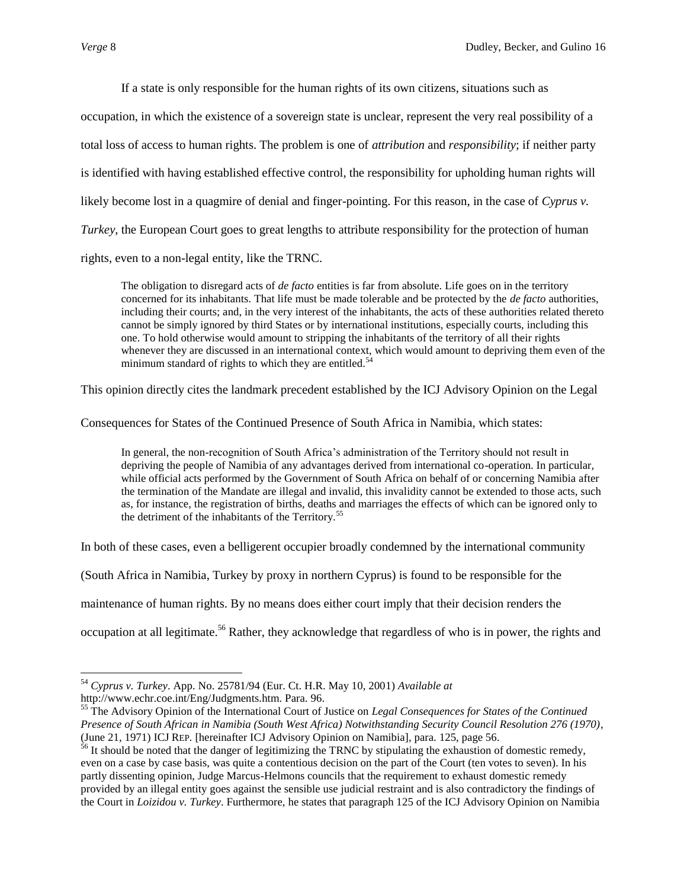If a state is only responsible for the human rights of its own citizens, situations such as occupation, in which the existence of a sovereign state is unclear, represent the very real possibility of a total loss of access to human rights. The problem is one of *attribution* and *responsibility*; if neither party is identified with having established effective control, the responsibility for upholding human rights will likely become lost in a quagmire of denial and finger-pointing. For this reason, in the case of *Cyprus v. Turkey*, the European Court goes to great lengths to attribute responsibility for the protection of human rights, even to a non-legal entity, like the TRNC.

> The obligation to disregard acts of *de facto* entities is far from absolute. Life goes on in the territory concerned for its inhabitants. That life must be made tolerable and be protected by the *de facto* authorities, including their courts; and, in the very interest of the inhabitants, the acts of these authorities related thereto cannot be simply ignored by third States or by international institutions, especially courts, including this one. To hold otherwise would amount to stripping the inhabitants of the territory of all their rights whenever they are discussed in an international context, which would amount to depriving them even of the minimum standard of rights to which they are entitled.[54]

This opinion directly cites the landmark precedent established by the ICJ Advisory Opinion on the Legal Consequences for States of the Continued Presence of South Africa in Namibia, which states:

> In general, the non-recognition of South Africa's administration of the Territory should not result in depriving the people of Namibia of any advantages derived from international co-operation. In particular, while official acts performed by the Government of South Africa on behalf of or concerning Namibia after the termination of the Mandate are illegal and invalid, this invalidity cannot be extended to those acts, such as, for instance, the registration of births, deaths and marriages the effects of which can be ignored only to the detriment of the inhabitants of the Territory.[55]

In both of these cases, even a belligerent occupier broadly condemned by the international community (South Africa in Namibia, Turkey by proxy in northern Cyprus) is found to be responsible for the maintenance of human rights. By no means does either court imply that their decision renders the occupation at all legitimate.[56] Rather, they acknowledge that regardless of who is in power, the rights and

---

[54] *Cyprus v. Turkey*. App. No. 25781/94 (Eur. Ct. H.R. May 10, 2001) *Available at* http://www.echr.coe.int/Eng/Judgments.htm. Para. 96.

[55] The Advisory Opinion of the International Court of Justice on *Legal Consequences for States of the Continued Presence of South African in Namibia (South West Africa) Notwithstanding Security Council Resolution 276 (1970)*, (June 21, 1971) ICJ REP. [hereinafter ICJ Advisory Opinion on Namibia], para. 125, page 56.

[56] It should be noted that the danger of legitimizing the TRNC by stipulating the exhaustion of domestic remedy, even on a case by case basis, was quite a contentious decision on the part of the Court (ten votes to seven). In his partly dissenting opinion, Judge Marcus-Helmons councils that the requirement to exhaust domestic remedy provided by an illegal entity goes against the sensible use judicial restraint and is also contradictory the findings of the Court in *Loizidou v. Turkey*. Furthermore, he states that paragraph 125 of the ICJ Advisory Opinion on Namibia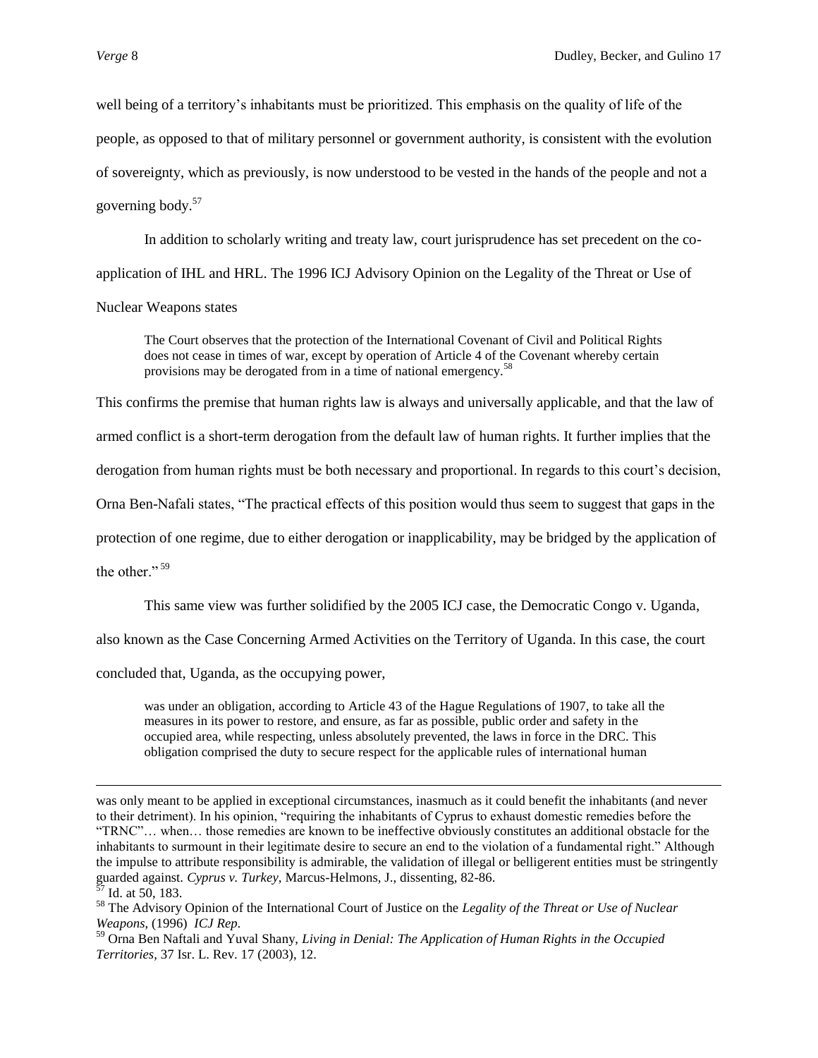well being of a territory's inhabitants must be prioritized. This emphasis on the quality of life of the people, as opposed to that of military personnel or government authority, is consistent with the evolution of sovereignty, which as previously, is now understood to be vested in the hands of the people and not a governing body.[57]

In addition to scholarly writing and treaty law, court jurisprudence has set precedent on the co-application of IHL and HRL. The 1996 ICJ Advisory Opinion on the Legality of the Threat or Use of Nuclear Weapons states

> The Court observes that the protection of the International Covenant of Civil and Political Rights does not cease in times of war, except by operation of Article 4 of the Covenant whereby certain provisions may be derogated from in a time of national emergency.[58]

This confirms the premise that human rights law is always and universally applicable, and that the law of armed conflict is a short-term derogation from the default law of human rights. It further implies that the derogation from human rights must be both necessary and proportional. In regards to this court's decision, Orna Ben-Nafali states, "The practical effects of this position would thus seem to suggest that gaps in the protection of one regime, due to either derogation or inapplicability, may be bridged by the application of the other."[59]

This same view was further solidified by the 2005 ICJ case, the Democratic Congo v. Uganda, also known as the Case Concerning Armed Activities on the Territory of Uganda. In this case, the court concluded that, Uganda, as the occupying power,

> was under an obligation, according to Article 43 of the Hague Regulations of 1907, to take all the measures in its power to restore, and ensure, as far as possible, public order and safety in the occupied area, while respecting, unless absolutely prevented, the laws in force in the DRC. This obligation comprised the duty to secure respect for the applicable rules of international human

---

was only meant to be applied in exceptional circumstances, inasmuch as it could benefit the inhabitants (and never to their detriment). In his opinion, "requiring the inhabitants of Cyprus to exhaust domestic remedies before the "TRNC"… when… those remedies are known to be ineffective obviously constitutes an additional obstacle for the inhabitants to surmount in their legitimate desire to secure an end to the violation of a fundamental right." Although the impulse to attribute responsibility is admirable, the validation of illegal or belligerent entities must be stringently guarded against. *Cyprus v. Turkey*, Marcus-Helmons, J., dissenting, 82-86.

[57] Id. at 50, 183.

[58] The Advisory Opinion of the International Court of Justice on the *Legality of the Threat or Use of Nuclear Weapons*, (1996) *ICJ Rep.*

[59] Orna Ben Naftali and Yuval Shany, *Living in Denial: The Application of Human Rights in the Occupied Territories*, 37 Isr. L. Rev. 17 (2003), 12.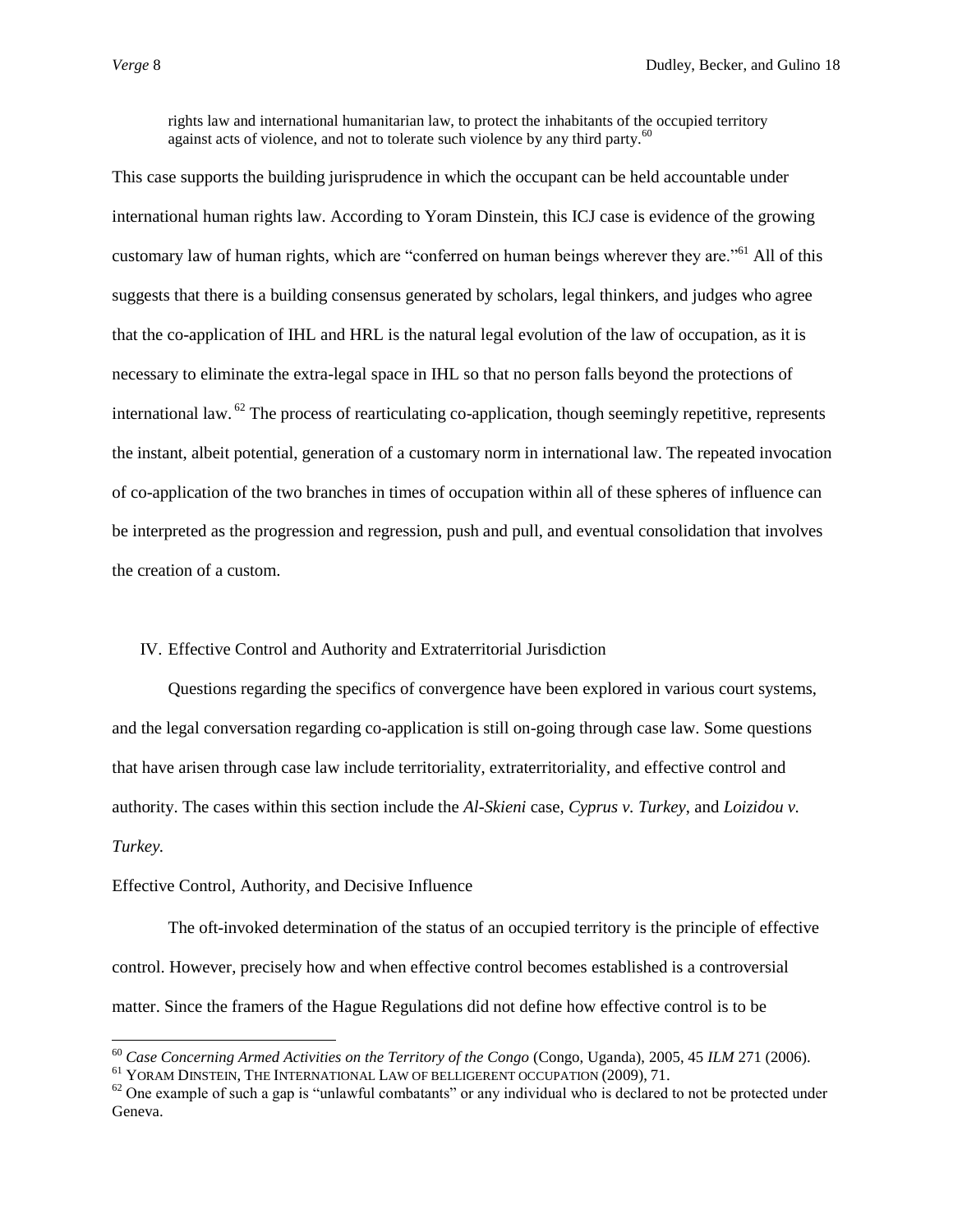> rights law and international humanitarian law, to protect the inhabitants of the occupied territory against acts of violence, and not to tolerate such violence by any third party.[60]

This case supports the building jurisprudence in which the occupant can be held accountable under international human rights law. According to Yoram Dinstein, this ICJ case is evidence of the growing customary law of human rights, which are "conferred on human beings wherever they are."[61] All of this suggests that there is a building consensus generated by scholars, legal thinkers, and judges who agree that the co-application of IHL and HRL is the natural legal evolution of the law of occupation, as it is necessary to eliminate the extra-legal space in IHL so that no person falls beyond the protections of international law.[62] The process of rearticulating co-application, though seemingly repetitive, represents the instant, albeit potential, generation of a customary norm in international law. The repeated invocation of co-application of the two branches in times of occupation within all of these spheres of influence can be interpreted as the progression and regression, push and pull, and eventual consolidation that involves the creation of a custom.

## IV. Effective Control and Authority and Extraterritorial Jurisdiction

Questions regarding the specifics of convergence have been explored in various court systems, and the legal conversation regarding co-application is still on-going through case law. Some questions that have arisen through case law include territoriality, extraterritoriality, and effective control and authority. The cases within this section include the *Al-Skieni* case, *Cyprus v. Turkey*, and *Loizidou v. Turkey.*

### Effective Control, Authority, and Decisive Influence

The oft-invoked determination of the status of an occupied territory is the principle of effective control. However, precisely how and when effective control becomes established is a controversial matter. Since the framers of the Hague Regulations did not define how effective control is to be

---

[60] *Case Concerning Armed Activities on the Territory of the Congo* (Congo, Uganda), 2005, 45 *ILM* 271 (2006).

[61] YORAM DINSTEIN, THE INTERNATIONAL LAW OF BELLIGERENT OCCUPATION (2009), 71.

[62] One example of such a gap is "unlawful combatants" or any individual who is declared to not be protected under Geneva.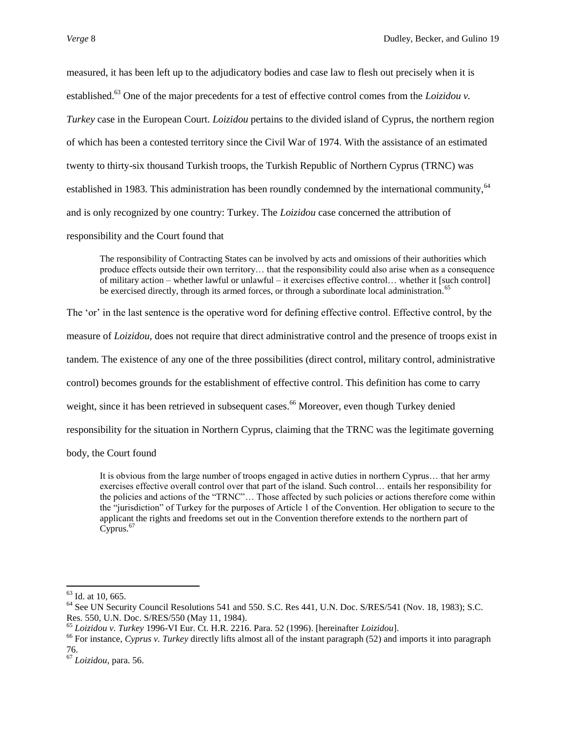measured, it has been left up to the adjudicatory bodies and case law to flesh out precisely when it is established.[63] One of the major precedents for a test of effective control comes from the *Loizidou v. Turkey* case in the European Court. *Loizidou* pertains to the divided island of Cyprus, the northern region of which has been a contested territory since the Civil War of 1974. With the assistance of an estimated twenty to thirty-six thousand Turkish troops, the Turkish Republic of Northern Cyprus (TRNC) was established in 1983. This administration has been roundly condemned by the international community,[64] and is only recognized by one country: Turkey. The *Loizidou* case concerned the attribution of responsibility and the Court found that

> The responsibility of Contracting States can be involved by acts and omissions of their authorities which produce effects outside their own territory… that the responsibility could also arise when as a consequence of military action – whether lawful or unlawful – it exercises effective control… whether it [such control] be exercised directly, through its armed forces, or through a subordinate local administration.[65]

The 'or' in the last sentence is the operative word for defining effective control. Effective control, by the measure of *Loizidou*, does not require that direct administrative control and the presence of troops exist in tandem. The existence of any one of the three possibilities (direct control, military control, administrative control) becomes grounds for the establishment of effective control. This definition has come to carry weight, since it has been retrieved in subsequent cases.[66] Moreover, even though Turkey denied responsibility for the situation in Northern Cyprus, claiming that the TRNC was the legitimate governing body, the Court found

> It is obvious from the large number of troops engaged in active duties in northern Cyprus… that her army exercises effective overall control over that part of the island. Such control… entails her responsibility for the policies and actions of the "TRNC"… Those affected by such policies or actions therefore come within the "jurisdiction" of Turkey for the purposes of Article 1 of the Convention. Her obligation to secure to the applicant the rights and freedoms set out in the Convention therefore extends to the northern part of Cyprus.[67]

---

[63] Id. at 10, 665.

[64] See UN Security Council Resolutions 541 and 550. S.C. Res 441, U.N. Doc. S/RES/541 (Nov. 18, 1983); S.C. Res. 550, U.N. Doc. S/RES/550 (May 11, 1984).

[65] *Loizidou v. Turkey* 1996-VI Eur. Ct. H.R. 2216. Para. 52 (1996). [hereinafter *Loizidou*].

[66] For instance, *Cyprus v. Turkey* directly lifts almost all of the instant paragraph (52) and imports it into paragraph 76.

[67] *Loizidou*, para. 56.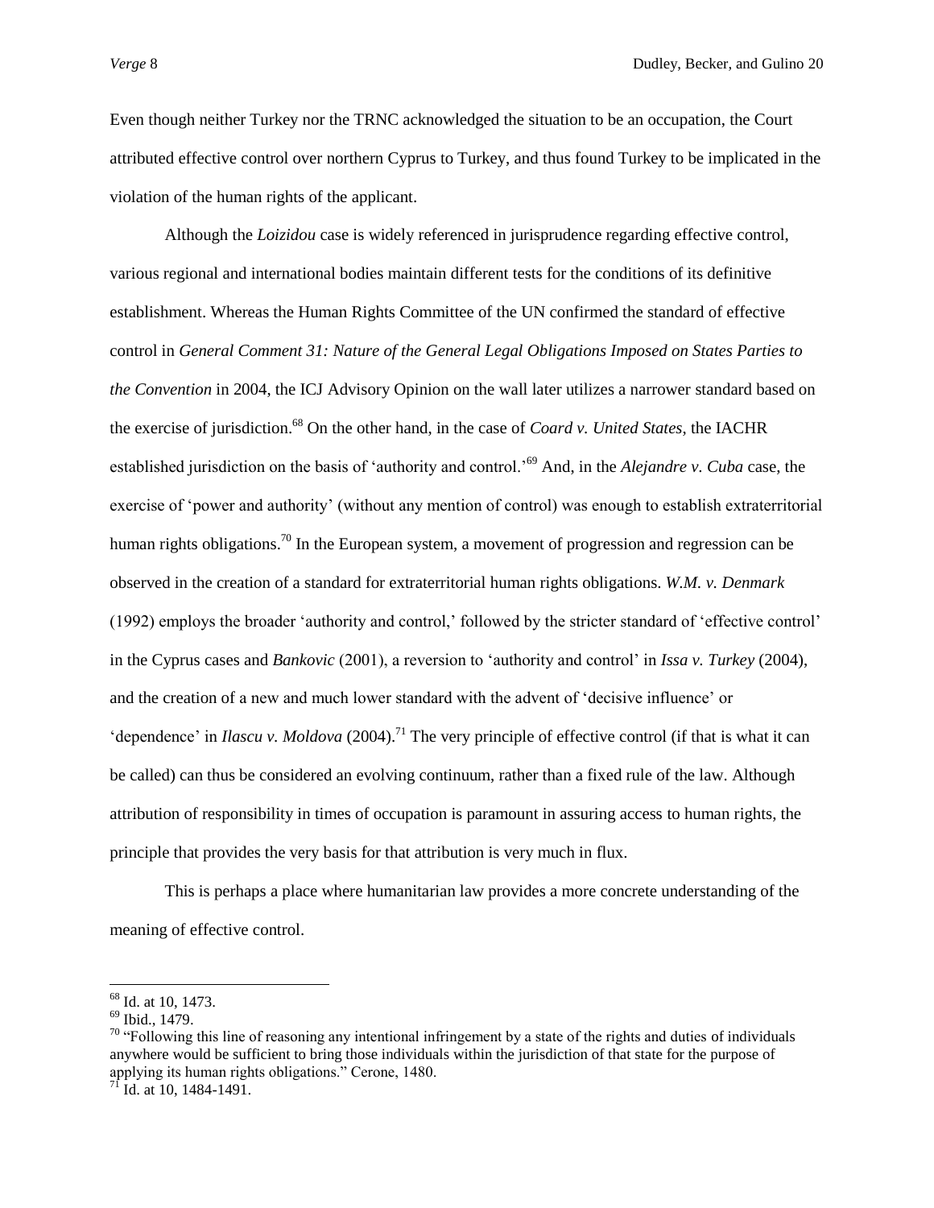Even though neither Turkey nor the TRNC acknowledged the situation to be an occupation, the Court attributed effective control over northern Cyprus to Turkey, and thus found Turkey to be implicated in the violation of the human rights of the applicant.

Although the *Loizidou* case is widely referenced in jurisprudence regarding effective control, various regional and international bodies maintain different tests for the conditions of its definitive establishment. Whereas the Human Rights Committee of the UN confirmed the standard of effective control in *General Comment 31: Nature of the General Legal Obligations Imposed on States Parties to the Convention* in 2004, the ICJ Advisory Opinion on the wall later utilizes a narrower standard based on the exercise of jurisdiction.[68] On the other hand, in the case of *Coard v. United States*, the IACHR established jurisdiction on the basis of 'authority and control.'[69] And, in the *Alejandre v. Cuba* case, the exercise of 'power and authority' (without any mention of control) was enough to establish extraterritorial human rights obligations.[70] In the European system, a movement of progression and regression can be observed in the creation of a standard for extraterritorial human rights obligations. *W.M. v. Denmark* (1992) employs the broader 'authority and control,' followed by the stricter standard of 'effective control' in the Cyprus cases and *Bankovic* (2001), a reversion to 'authority and control' in *Issa v. Turkey* (2004), and the creation of a new and much lower standard with the advent of 'decisive influence' or 'dependence' in *Ilascu v. Moldova* (2004).[71] The very principle of effective control (if that is what it can be called) can thus be considered an evolving continuum, rather than a fixed rule of the law. Although attribution of responsibility in times of occupation is paramount in assuring access to human rights, the principle that provides the very basis for that attribution is very much in flux.

This is perhaps a place where humanitarian law provides a more concrete understanding of the meaning of effective control.

---

[68] Id. at 10, 1473.

[69] Ibid., 1479.

[70] "Following this line of reasoning any intentional infringement by a state of the rights and duties of individuals anywhere would be sufficient to bring those individuals within the jurisdiction of that state for the purpose of applying its human rights obligations." Cerone, 1480.

[71] Id. at 10, 1484-1491.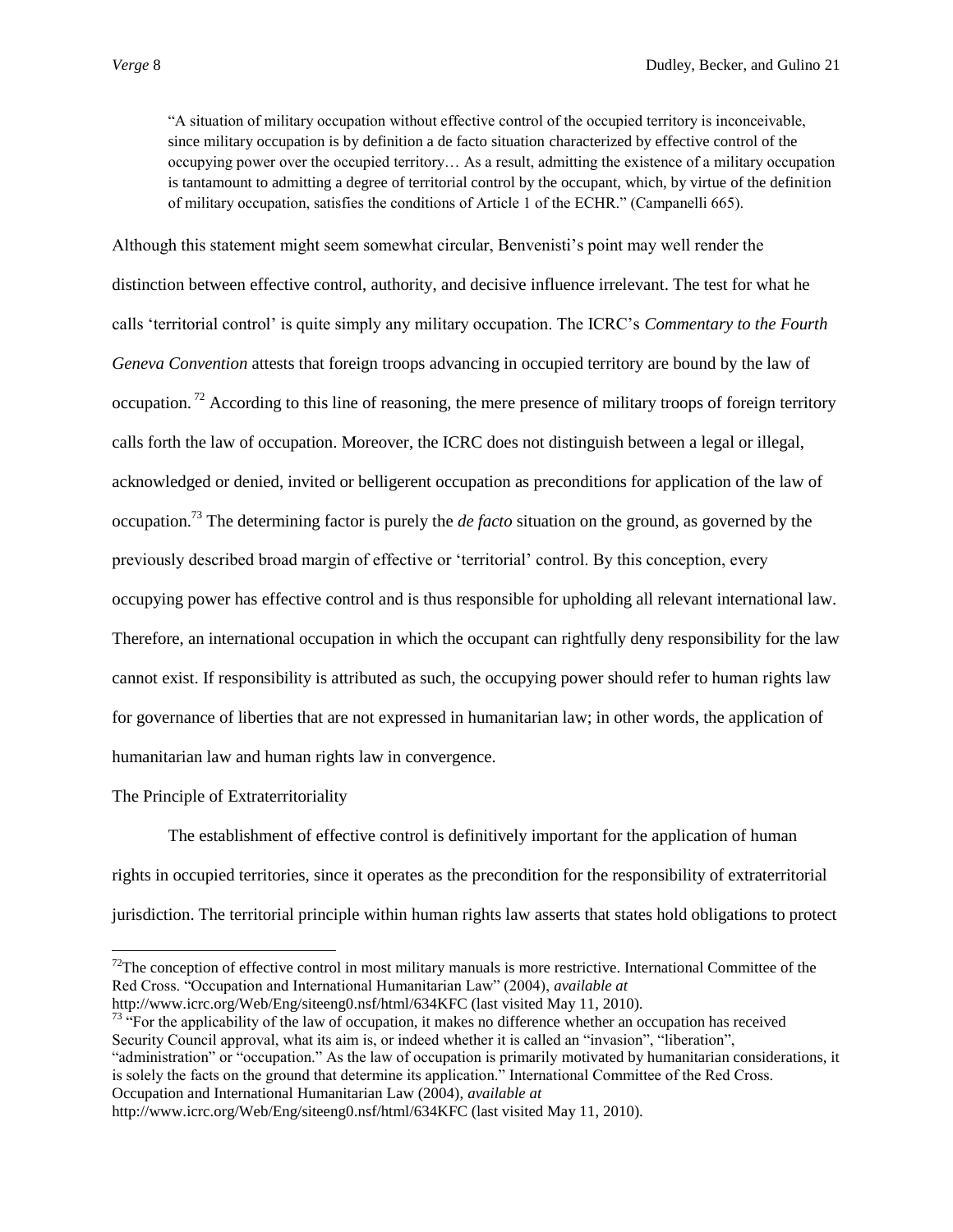> "A situation of military occupation without effective control of the occupied territory is inconceivable, since military occupation is by definition a de facto situation characterized by effective control of the occupying power over the occupied territory… As a result, admitting the existence of a military occupation is tantamount to admitting a degree of territorial control by the occupant, which, by virtue of the definition of military occupation, satisfies the conditions of Article 1 of the ECHR." (Campanelli 665).

Although this statement might seem somewhat circular, Benvenisti's point may well render the distinction between effective control, authority, and decisive influence irrelevant. The test for what he calls 'territorial control' is quite simply any military occupation. The ICRC's *Commentary to the Fourth Geneva Convention* attests that foreign troops advancing in occupied territory are bound by the law of occupation.[72] According to this line of reasoning, the mere presence of military troops of foreign territory calls forth the law of occupation. Moreover, the ICRC does not distinguish between a legal or illegal, acknowledged or denied, invited or belligerent occupation as preconditions for application of the law of occupation.[73] The determining factor is purely the *de facto* situation on the ground, as governed by the previously described broad margin of effective or 'territorial' control. By this conception, every occupying power has effective control and is thus responsible for upholding all relevant international law. Therefore, an international occupation in which the occupant can rightfully deny responsibility for the law cannot exist. If responsibility is attributed as such, the occupying power should refer to human rights law for governance of liberties that are not expressed in humanitarian law; in other words, the application of humanitarian law and human rights law in convergence.

## The Principle of Extraterritoriality

The establishment of effective control is definitively important for the application of human rights in occupied territories, since it operates as the precondition for the responsibility of extraterritorial jurisdiction. The territorial principle within human rights law asserts that states hold obligations to protect

---

[72] The conception of effective control in most military manuals is more restrictive. International Committee of the Red Cross. "Occupation and International Humanitarian Law" (2004), *available at* http://www.icrc.org/Web/Eng/siteeng0.nsf/html/634KFC (last visited May 11, 2010).

[73] "For the applicability of the law of occupation, it makes no difference whether an occupation has received Security Council approval, what its aim is, or indeed whether it is called an "invasion", "liberation", "administration" or "occupation." As the law of occupation is primarily motivated by humanitarian considerations, it is solely the facts on the ground that determine its application." International Committee of the Red Cross. Occupation and International Humanitarian Law (2004), *available at* http://www.icrc.org/Web/Eng/siteeng0.nsf/html/634KFC (last visited May 11, 2010).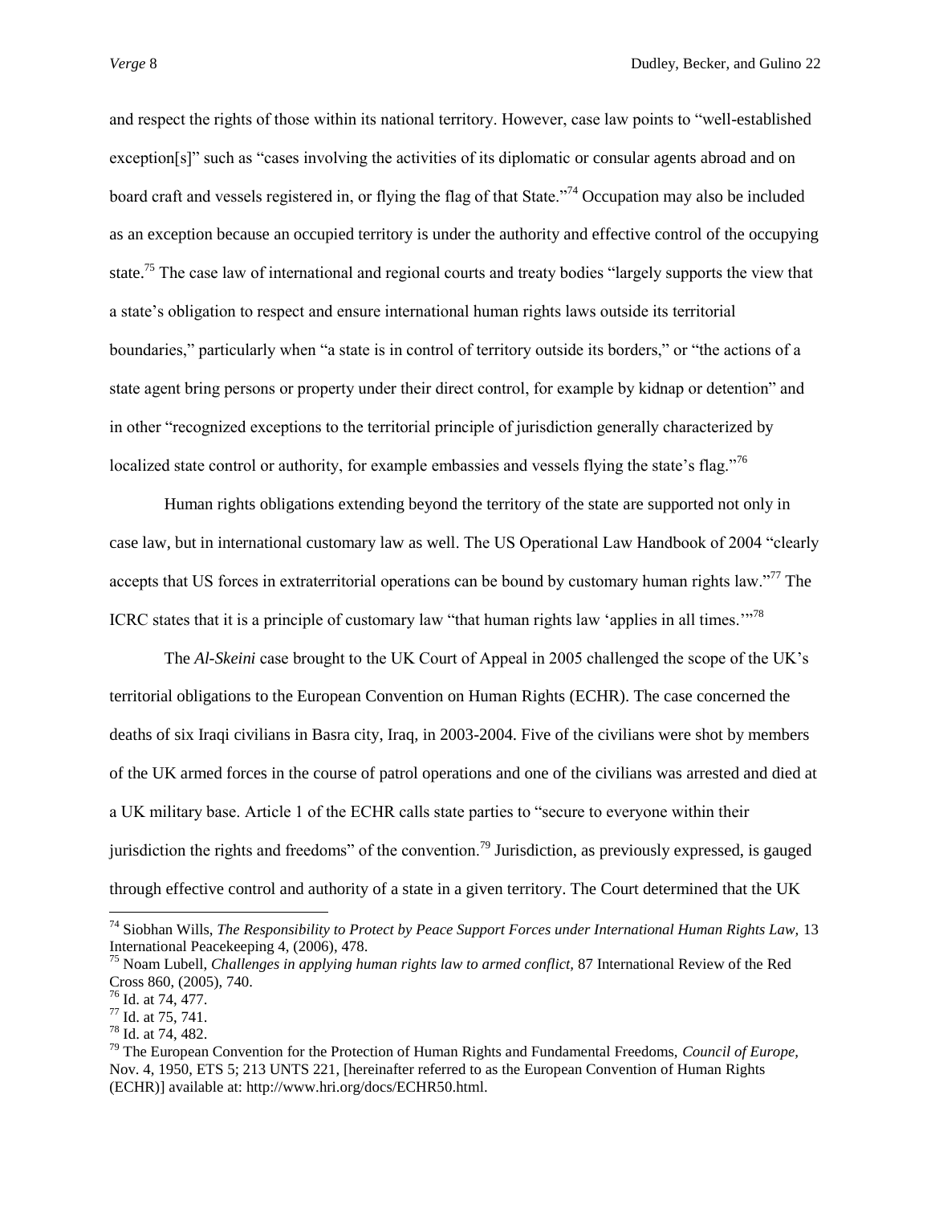and respect the rights of those within its national territory. However, case law points to "well-established exception[s]" such as "cases involving the activities of its diplomatic or consular agents abroad and on board craft and vessels registered in, or flying the flag of that State."[74] Occupation may also be included as an exception because an occupied territory is under the authority and effective control of the occupying state.[75] The case law of international and regional courts and treaty bodies "largely supports the view that a state's obligation to respect and ensure international human rights laws outside its territorial boundaries," particularly when "a state is in control of territory outside its borders," or "the actions of a state agent bring persons or property under their direct control, for example by kidnap or detention" and in other "recognized exceptions to the territorial principle of jurisdiction generally characterized by localized state control or authority, for example embassies and vessels flying the state's flag."[76]

Human rights obligations extending beyond the territory of the state are supported not only in case law, but in international customary law as well. The US Operational Law Handbook of 2004 "clearly accepts that US forces in extraterritorial operations can be bound by customary human rights law."[77] The ICRC states that it is a principle of customary law "that human rights law 'applies in all times.'"[78]

The *Al-Skeini* case brought to the UK Court of Appeal in 2005 challenged the scope of the UK's territorial obligations to the European Convention on Human Rights (ECHR). The case concerned the deaths of six Iraqi civilians in Basra city, Iraq, in 2003-2004. Five of the civilians were shot by members of the UK armed forces in the course of patrol operations and one of the civilians was arrested and died at a UK military base. Article 1 of the ECHR calls state parties to "secure to everyone within their jurisdiction the rights and freedoms" of the convention.[79] Jurisdiction, as previously expressed, is gauged through effective control and authority of a state in a given territory. The Court determined that the UK

---

[74] Siobhan Wills, *The Responsibility to Protect by Peace Support Forces under International Human Rights Law,* 13 International Peacekeeping 4, (2006), 478.

[75] Noam Lubell, *Challenges in applying human rights law to armed conflict,* 87 International Review of the Red Cross 860, (2005), 740.

[76] Id. at 74, 477.

[77] Id. at 75, 741.

[78] Id. at 74, 482.

[79] The European Convention for the Protection of Human Rights and Fundamental Freedoms, *Council of Europe,* Nov. 4, 1950, ETS 5; 213 UNTS 221, [hereinafter referred to as the European Convention of Human Rights (ECHR)] available at: http://www.hri.org/docs/ECHR50.html.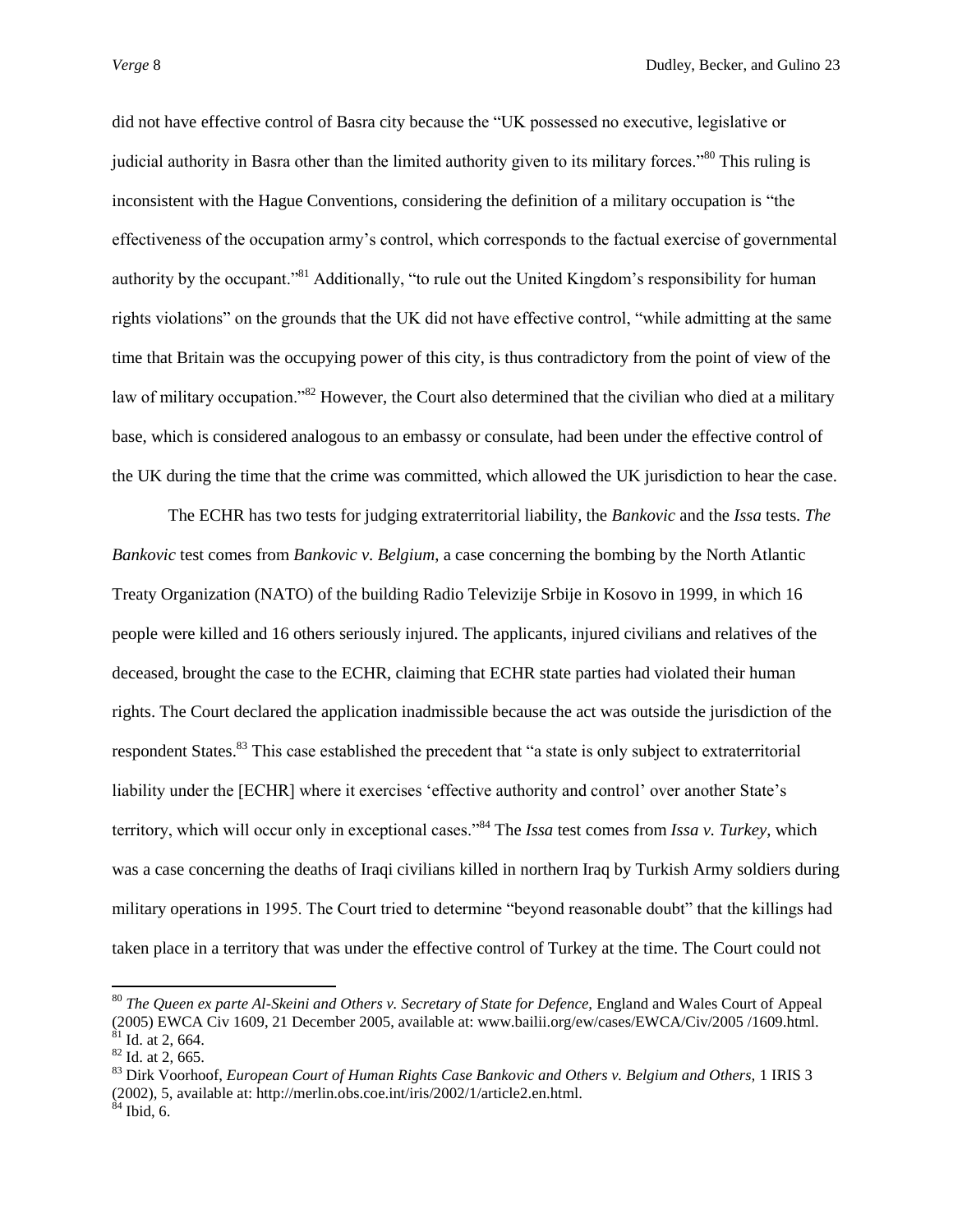did not have effective control of Basra city because the "UK possessed no executive, legislative or judicial authority in Basra other than the limited authority given to its military forces."[80] This ruling is inconsistent with the Hague Conventions, considering the definition of a military occupation is "the effectiveness of the occupation army's control, which corresponds to the factual exercise of governmental authority by the occupant."[81] Additionally, "to rule out the United Kingdom's responsibility for human rights violations" on the grounds that the UK did not have effective control, "while admitting at the same time that Britain was the occupying power of this city, is thus contradictory from the point of view of the law of military occupation."[82] However, the Court also determined that the civilian who died at a military base, which is considered analogous to an embassy or consulate, had been under the effective control of the UK during the time that the crime was committed, which allowed the UK jurisdiction to hear the case.

The ECHR has two tests for judging extraterritorial liability, the *Bankovic* and the *Issa* tests. *The Bankovic* test comes from *Bankovic v. Belgium*, a case concerning the bombing by the North Atlantic Treaty Organization (NATO) of the building Radio Televizije Srbije in Kosovo in 1999, in which 16 people were killed and 16 others seriously injured. The applicants, injured civilians and relatives of the deceased, brought the case to the ECHR, claiming that ECHR state parties had violated their human rights. The Court declared the application inadmissible because the act was outside the jurisdiction of the respondent States.[83] This case established the precedent that "a state is only subject to extraterritorial liability under the [ECHR] where it exercises 'effective authority and control' over another State's territory, which will occur only in exceptional cases."[84] The *Issa* test comes from *Issa v. Turkey*, which was a case concerning the deaths of Iraqi civilians killed in northern Iraq by Turkish Army soldiers during military operations in 1995. The Court tried to determine "beyond reasonable doubt" that the killings had taken place in a territory that was under the effective control of Turkey at the time. The Court could not

---

[80] *The Queen ex parte Al-Skeini and Others v. Secretary of State for Defence,* England and Wales Court of Appeal (2005) EWCA Civ 1609, 21 December 2005, available at: www.bailii.org/ew/cases/EWCA/Civ/2005 /1609.html.
[81] Id. at 2, 664.
[82] Id. at 2, 665.
[83] Dirk Voorhoof, *European Court of Human Rights Case Bankovic and Others v. Belgium and Others,* 1 IRIS 3 (2002), 5, available at: http://merlin.obs.coe.int/iris/2002/1/article2.en.html.
[84] Ibid, 6.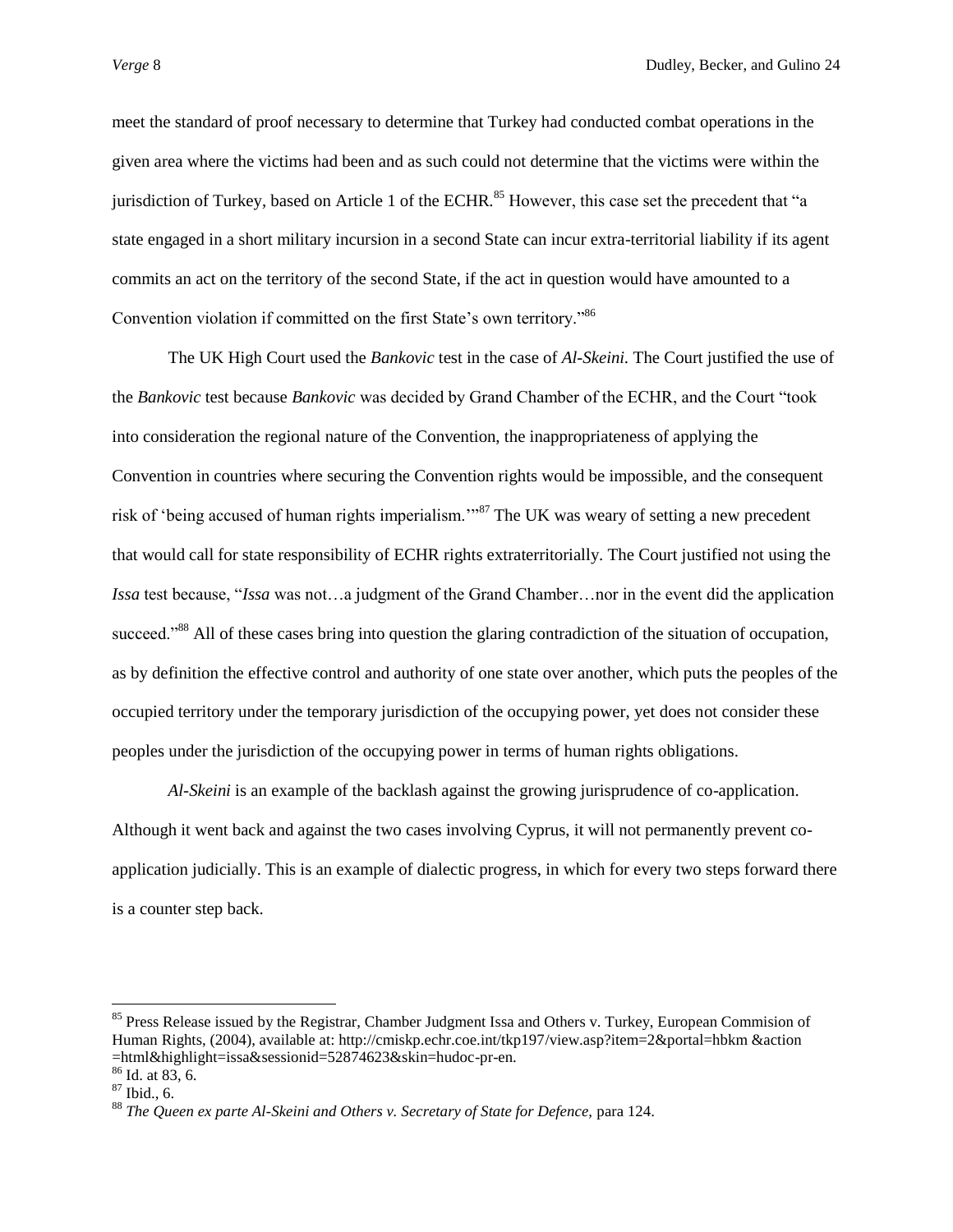meet the standard of proof necessary to determine that Turkey had conducted combat operations in the given area where the victims had been and as such could not determine that the victims were within the jurisdiction of Turkey, based on Article 1 of the ECHR.[85] However, this case set the precedent that "a state engaged in a short military incursion in a second State can incur extra-territorial liability if its agent commits an act on the territory of the second State, if the act in question would have amounted to a Convention violation if committed on the first State's own territory."[86]

The UK High Court used the *Bankovic* test in the case of *Al-Skeini.* The Court justified the use of the *Bankovic* test because *Bankovic* was decided by Grand Chamber of the ECHR, and the Court "took into consideration the regional nature of the Convention, the inappropriateness of applying the Convention in countries where securing the Convention rights would be impossible, and the consequent risk of 'being accused of human rights imperialism.'"[87] The UK was weary of setting a new precedent that would call for state responsibility of ECHR rights extraterritorially. The Court justified not using the *Issa* test because, "*Issa* was not…a judgment of the Grand Chamber…nor in the event did the application succeed."[88] All of these cases bring into question the glaring contradiction of the situation of occupation, as by definition the effective control and authority of one state over another, which puts the peoples of the occupied territory under the temporary jurisdiction of the occupying power, yet does not consider these peoples under the jurisdiction of the occupying power in terms of human rights obligations.

*Al-Skeini* is an example of the backlash against the growing jurisprudence of co-application. Although it went back and against the two cases involving Cyprus, it will not permanently prevent co-application judicially. This is an example of dialectic progress, in which for every two steps forward there is a counter step back.

---

[85] Press Release issued by the Registrar, Chamber Judgment Issa and Others v. Turkey, European Commision of Human Rights, (2004), available at: http://cmiskp.echr.coe.int/tkp197/view.asp?item=2&portal=hbkm &action =html&highlight=issa&sessionid=52874623&skin=hudoc-pr-en.

[86] Id. at 83, 6.

[87] Ibid., 6.

[88] *The Queen ex parte Al-Skeini and Others v. Secretary of State for Defence,* para 124.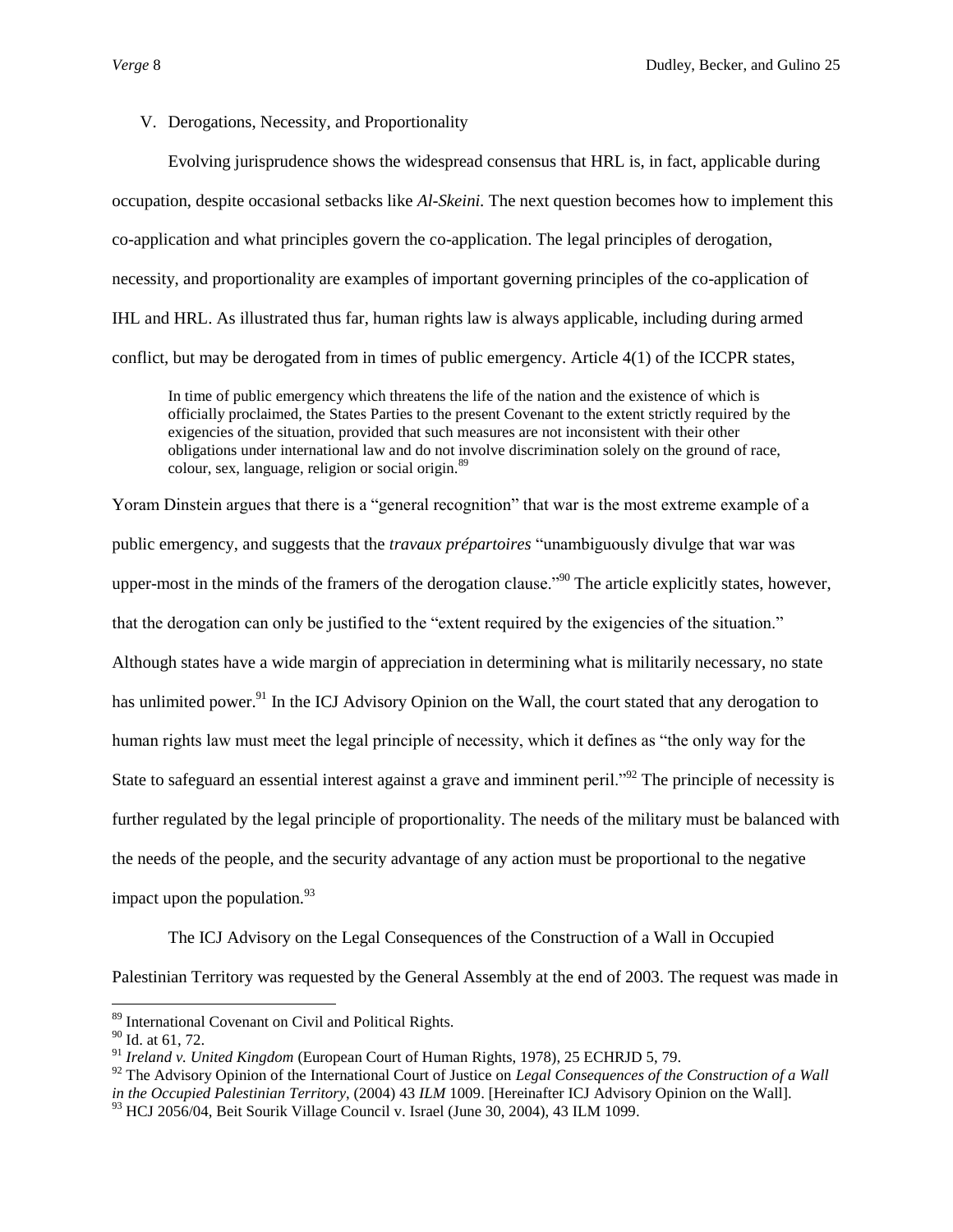V. Derogations, Necessity, and Proportionality

Evolving jurisprudence shows the widespread consensus that HRL is, in fact, applicable during occupation, despite occasional setbacks like *Al-Skeini.* The next question becomes how to implement this co-application and what principles govern the co-application. The legal principles of derogation, necessity, and proportionality are examples of important governing principles of the co-application of IHL and HRL. As illustrated thus far, human rights law is always applicable, including during armed conflict, but may be derogated from in times of public emergency. Article 4(1) of the ICCPR states,

> In time of public emergency which threatens the life of the nation and the existence of which is officially proclaimed, the States Parties to the present Covenant to the extent strictly required by the exigencies of the situation, provided that such measures are not inconsistent with their other obligations under international law and do not involve discrimination solely on the ground of race, colour, sex, language, religion or social origin.[89]

Yoram Dinstein argues that there is a "general recognition" that war is the most extreme example of a public emergency, and suggests that the *travaux prépartoires* "unambiguously divulge that war was upper-most in the minds of the framers of the derogation clause."[90] The article explicitly states, however, that the derogation can only be justified to the "extent required by the exigencies of the situation." Although states have a wide margin of appreciation in determining what is militarily necessary, no state has unlimited power.[91] In the ICJ Advisory Opinion on the Wall, the court stated that any derogation to human rights law must meet the legal principle of necessity, which it defines as "the only way for the State to safeguard an essential interest against a grave and imminent peril."[92] The principle of necessity is further regulated by the legal principle of proportionality. The needs of the military must be balanced with the needs of the people, and the security advantage of any action must be proportional to the negative impact upon the population.[93]

The ICJ Advisory on the Legal Consequences of the Construction of a Wall in Occupied Palestinian Territory was requested by the General Assembly at the end of 2003. The request was made in

---

[89] International Covenant on Civil and Political Rights.

[90] Id. at 61, 72.

[91] *Ireland v. United Kingdom* (European Court of Human Rights, 1978), 25 ECHRJD 5, 79.

[92] The Advisory Opinion of the International Court of Justice on *Legal Consequences of the Construction of a Wall in the Occupied Palestinian Territory*, (2004) 43 *ILM* 1009. [Hereinafter ICJ Advisory Opinion on the Wall].

[93] HCJ 2056/04, Beit Sourik Village Council v. Israel (June 30, 2004), 43 ILM 1099.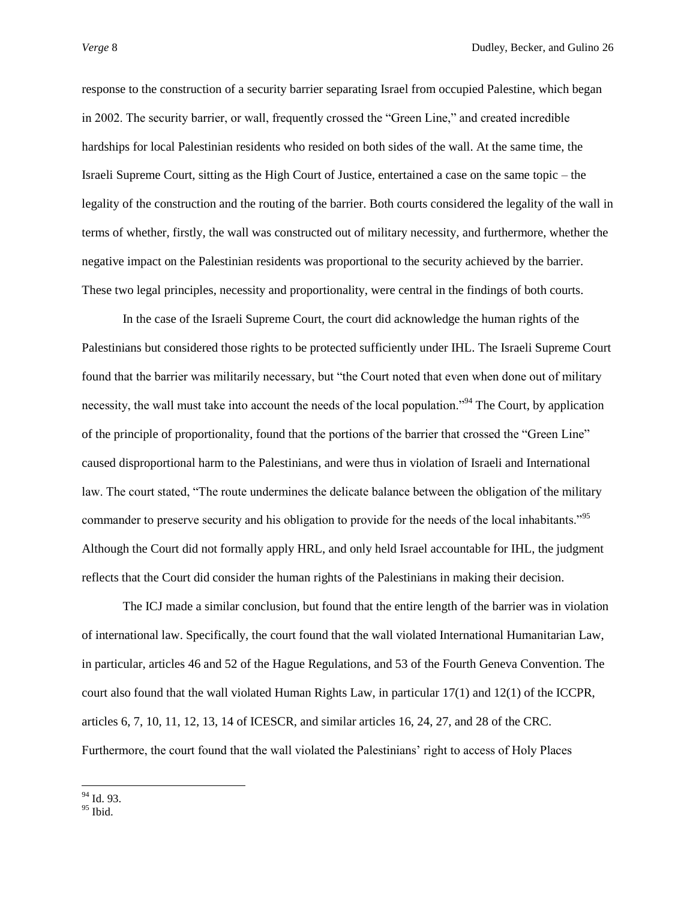response to the construction of a security barrier separating Israel from occupied Palestine, which began in 2002. The security barrier, or wall, frequently crossed the "Green Line," and created incredible hardships for local Palestinian residents who resided on both sides of the wall. At the same time, the Israeli Supreme Court, sitting as the High Court of Justice, entertained a case on the same topic – the legality of the construction and the routing of the barrier. Both courts considered the legality of the wall in terms of whether, firstly, the wall was constructed out of military necessity, and furthermore, whether the negative impact on the Palestinian residents was proportional to the security achieved by the barrier. These two legal principles, necessity and proportionality, were central in the findings of both courts.

In the case of the Israeli Supreme Court, the court did acknowledge the human rights of the Palestinians but considered those rights to be protected sufficiently under IHL. The Israeli Supreme Court found that the barrier was militarily necessary, but "the Court noted that even when done out of military necessity, the wall must take into account the needs of the local population."[94] The Court, by application of the principle of proportionality, found that the portions of the barrier that crossed the "Green Line" caused disproportional harm to the Palestinians, and were thus in violation of Israeli and International law. The court stated, "The route undermines the delicate balance between the obligation of the military commander to preserve security and his obligation to provide for the needs of the local inhabitants."[95] Although the Court did not formally apply HRL, and only held Israel accountable for IHL, the judgment reflects that the Court did consider the human rights of the Palestinians in making their decision.

The ICJ made a similar conclusion, but found that the entire length of the barrier was in violation of international law. Specifically, the court found that the wall violated International Humanitarian Law, in particular, articles 46 and 52 of the Hague Regulations, and 53 of the Fourth Geneva Convention. The court also found that the wall violated Human Rights Law, in particular 17(1) and 12(1) of the ICCPR, articles 6, 7, 10, 11, 12, 13, 14 of ICESCR, and similar articles 16, 24, 27, and 28 of the CRC. Furthermore, the court found that the wall violated the Palestinians' right to access of Holy Places

---

[94] Id. 93.

[95] Ibid.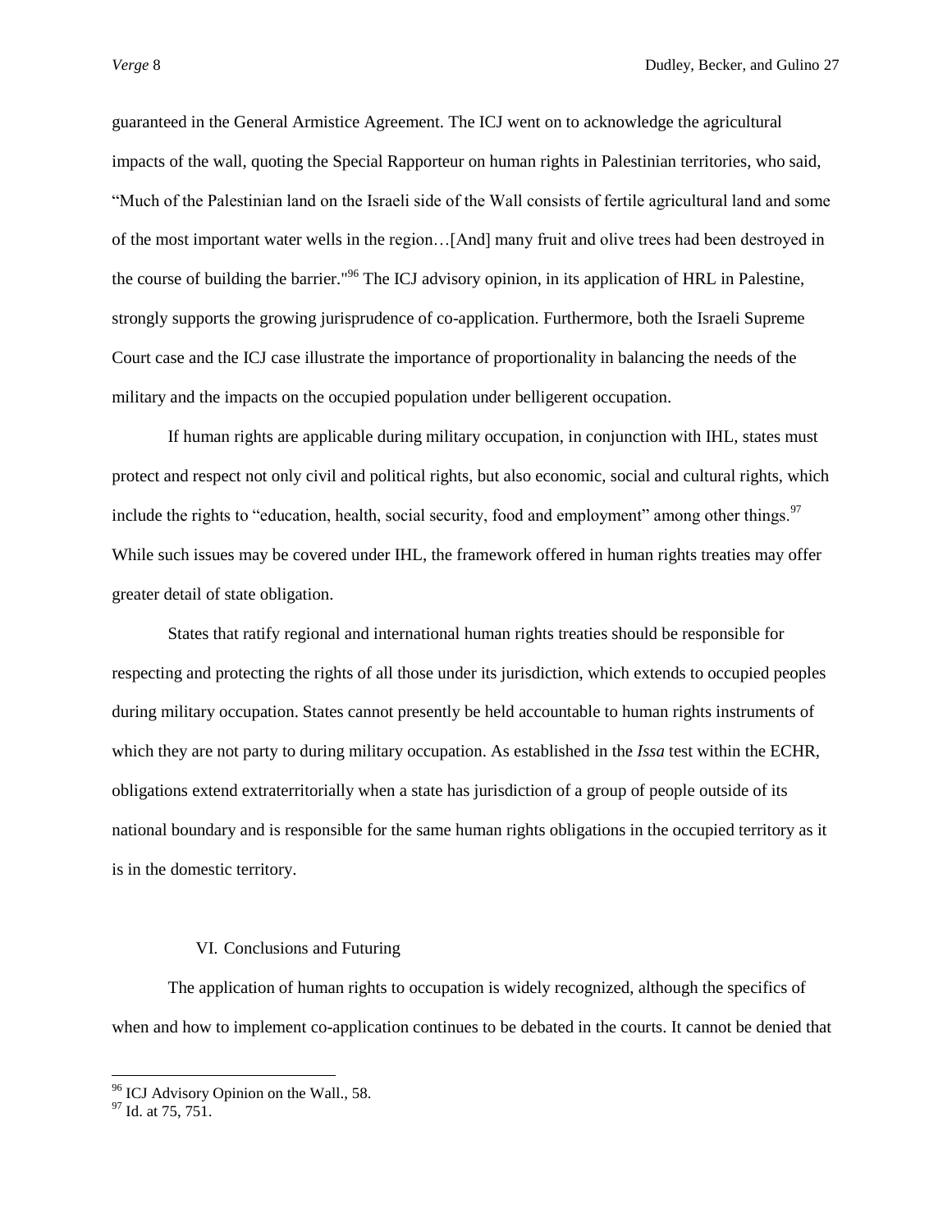guaranteed in the General Armistice Agreement. The ICJ went on to acknowledge the agricultural impacts of the wall, quoting the Special Rapporteur on human rights in Palestinian territories, who said, “Much of the Palestinian land on the Israeli side of the Wall consists of fertile agricultural land and some of the most important water wells in the region…[And] many fruit and olive trees had been destroyed in the course of building the barrier."[96] The ICJ advisory opinion, in its application of HRL in Palestine, strongly supports the growing jurisprudence of co-application. Furthermore, both the Israeli Supreme Court case and the ICJ case illustrate the importance of proportionality in balancing the needs of the military and the impacts on the occupied population under belligerent occupation.

If human rights are applicable during military occupation, in conjunction with IHL, states must protect and respect not only civil and political rights, but also economic, social and cultural rights, which include the rights to “education, health, social security, food and employment” among other things.[97] While such issues may be covered under IHL, the framework offered in human rights treaties may offer greater detail of state obligation.

States that ratify regional and international human rights treaties should be responsible for respecting and protecting the rights of all those under its jurisdiction, which extends to occupied peoples during military occupation. States cannot presently be held accountable to human rights instruments of which they are not party to during military occupation. As established in the *Issa* test within the ECHR, obligations extend extraterritorially when a state has jurisdiction of a group of people outside of its national boundary and is responsible for the same human rights obligations in the occupied territory as it is in the domestic territory.

## VI. Conclusions and Futuring

The application of human rights to occupation is widely recognized, although the specifics of when and how to implement co-application continues to be debated in the courts. It cannot be denied that

---

[96] ICJ Advisory Opinion on the Wall., 58.

[97] Id. at 75, 751.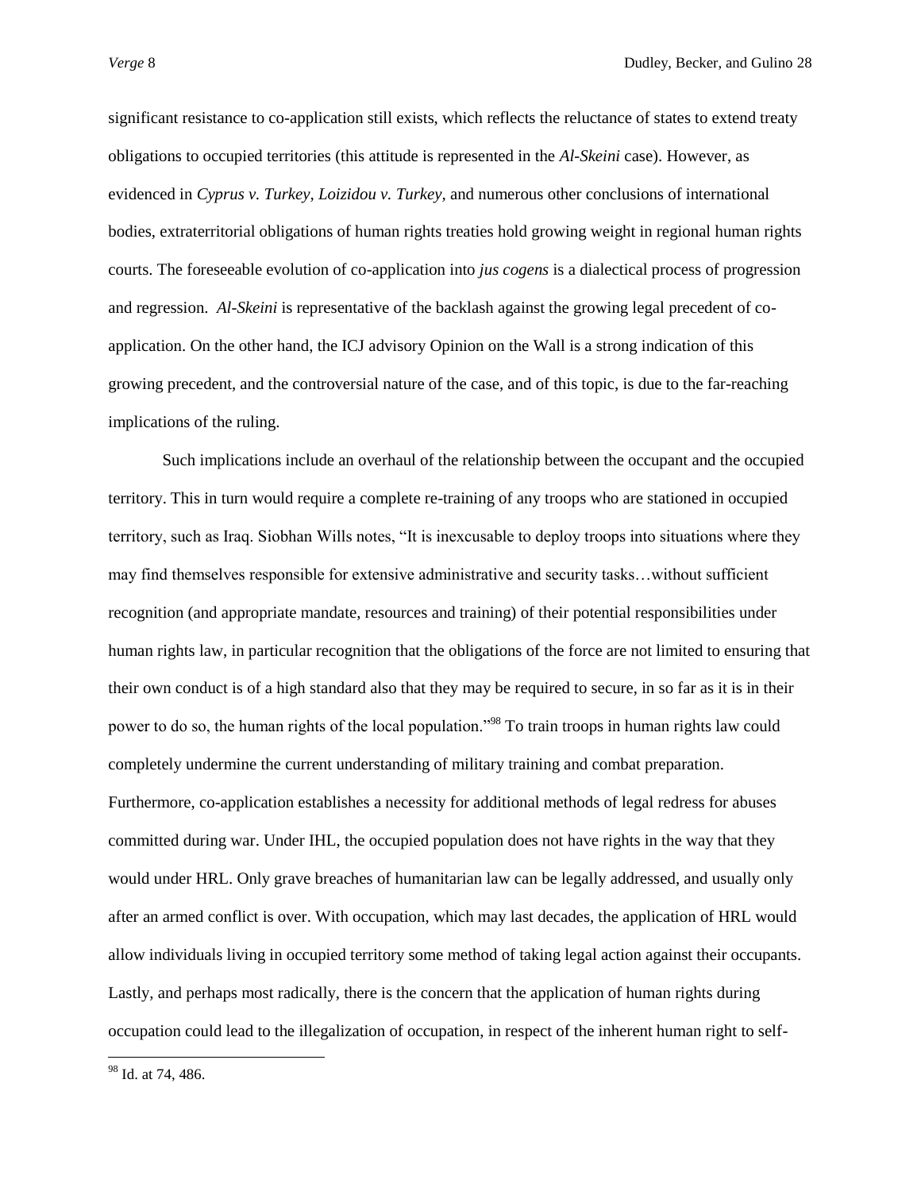significant resistance to co-application still exists, which reflects the reluctance of states to extend treaty obligations to occupied territories (this attitude is represented in the *Al-Skeini* case). However, as evidenced in *Cyprus v. Turkey*, *Loizidou v. Turkey,* and numerous other conclusions of international bodies, extraterritorial obligations of human rights treaties hold growing weight in regional human rights courts. The foreseeable evolution of co-application into *jus cogens* is a dialectical process of progression and regression. *Al-Skeini* is representative of the backlash against the growing legal precedent of co-application. On the other hand, the ICJ advisory Opinion on the Wall is a strong indication of this growing precedent, and the controversial nature of the case, and of this topic, is due to the far-reaching implications of the ruling.

Such implications include an overhaul of the relationship between the occupant and the occupied territory. This in turn would require a complete re-training of any troops who are stationed in occupied territory, such as Iraq. Siobhan Wills notes, "It is inexcusable to deploy troops into situations where they may find themselves responsible for extensive administrative and security tasks…without sufficient recognition (and appropriate mandate, resources and training) of their potential responsibilities under human rights law, in particular recognition that the obligations of the force are not limited to ensuring that their own conduct is of a high standard also that they may be required to secure, in so far as it is in their power to do so, the human rights of the local population."[98] To train troops in human rights law could completely undermine the current understanding of military training and combat preparation. Furthermore, co-application establishes a necessity for additional methods of legal redress for abuses committed during war. Under IHL, the occupied population does not have rights in the way that they would under HRL. Only grave breaches of humanitarian law can be legally addressed, and usually only after an armed conflict is over. With occupation, which may last decades, the application of HRL would allow individuals living in occupied territory some method of taking legal action against their occupants. Lastly, and perhaps most radically, there is the concern that the application of human rights during occupation could lead to the illegalization of occupation, in respect of the inherent human right to self-

---

[98] Id. at 74, 486.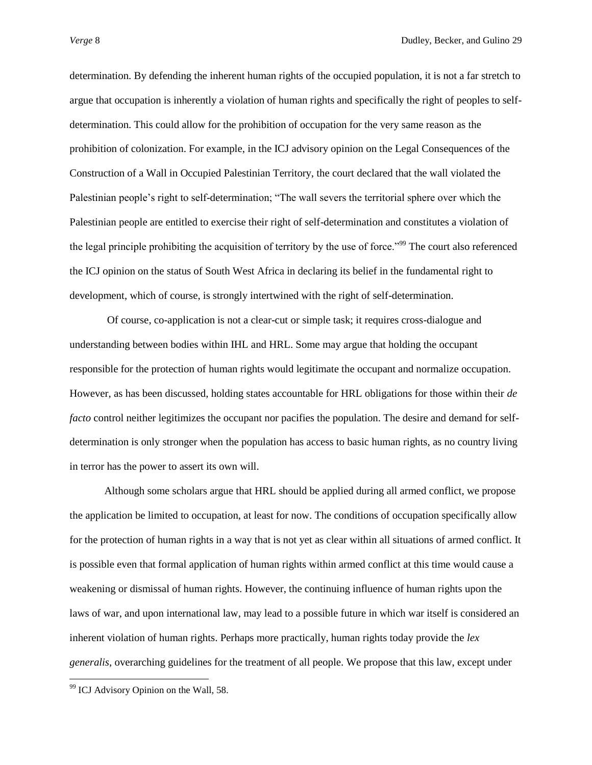determination. By defending the inherent human rights of the occupied population, it is not a far stretch to argue that occupation is inherently a violation of human rights and specifically the right of peoples to self-determination. This could allow for the prohibition of occupation for the very same reason as the prohibition of colonization. For example, in the ICJ advisory opinion on the Legal Consequences of the Construction of a Wall in Occupied Palestinian Territory, the court declared that the wall violated the Palestinian people's right to self-determination; "The wall severs the territorial sphere over which the Palestinian people are entitled to exercise their right of self-determination and constitutes a violation of the legal principle prohibiting the acquisition of territory by the use of force."[99] The court also referenced the ICJ opinion on the status of South West Africa in declaring its belief in the fundamental right to development, which of course, is strongly intertwined with the right of self-determination.

Of course, co-application is not a clear-cut or simple task; it requires cross-dialogue and understanding between bodies within IHL and HRL. Some may argue that holding the occupant responsible for the protection of human rights would legitimate the occupant and normalize occupation. However, as has been discussed, holding states accountable for HRL obligations for those within their *de facto* control neither legitimizes the occupant nor pacifies the population. The desire and demand for self-determination is only stronger when the population has access to basic human rights, as no country living in terror has the power to assert its own will.

Although some scholars argue that HRL should be applied during all armed conflict, we propose the application be limited to occupation, at least for now. The conditions of occupation specifically allow for the protection of human rights in a way that is not yet as clear within all situations of armed conflict. It is possible even that formal application of human rights within armed conflict at this time would cause a weakening or dismissal of human rights. However, the continuing influence of human rights upon the laws of war, and upon international law, may lead to a possible future in which war itself is considered an inherent violation of human rights. Perhaps more practically, human rights today provide the *lex generalis*, overarching guidelines for the treatment of all people. We propose that this law, except under

[99] ICJ Advisory Opinion on the Wall, 58.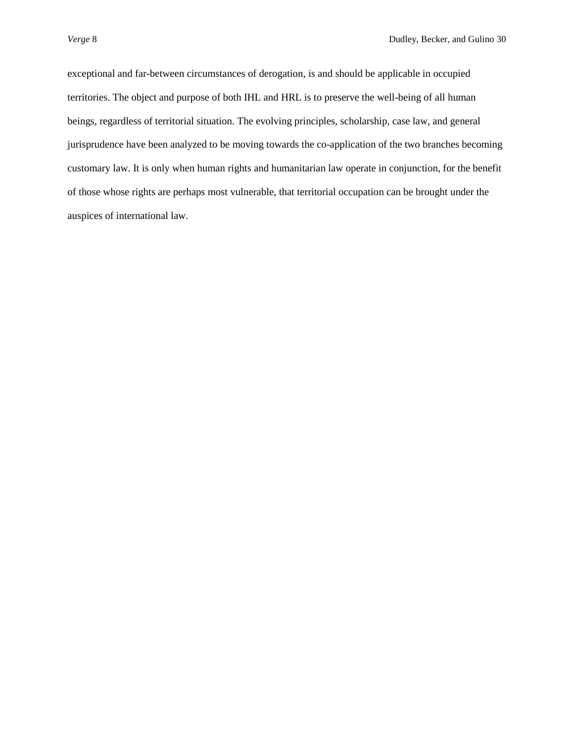exceptional and far-between circumstances of derogation, is and should be applicable in occupied territories. The object and purpose of both IHL and HRL is to preserve the well-being of all human beings, regardless of territorial situation. The evolving principles, scholarship, case law, and general jurisprudence have been analyzed to be moving towards the co-application of the two branches becoming customary law. It is only when human rights and humanitarian law operate in conjunction, for the benefit of those whose rights are perhaps most vulnerable, that territorial occupation can be brought under the auspices of international law.